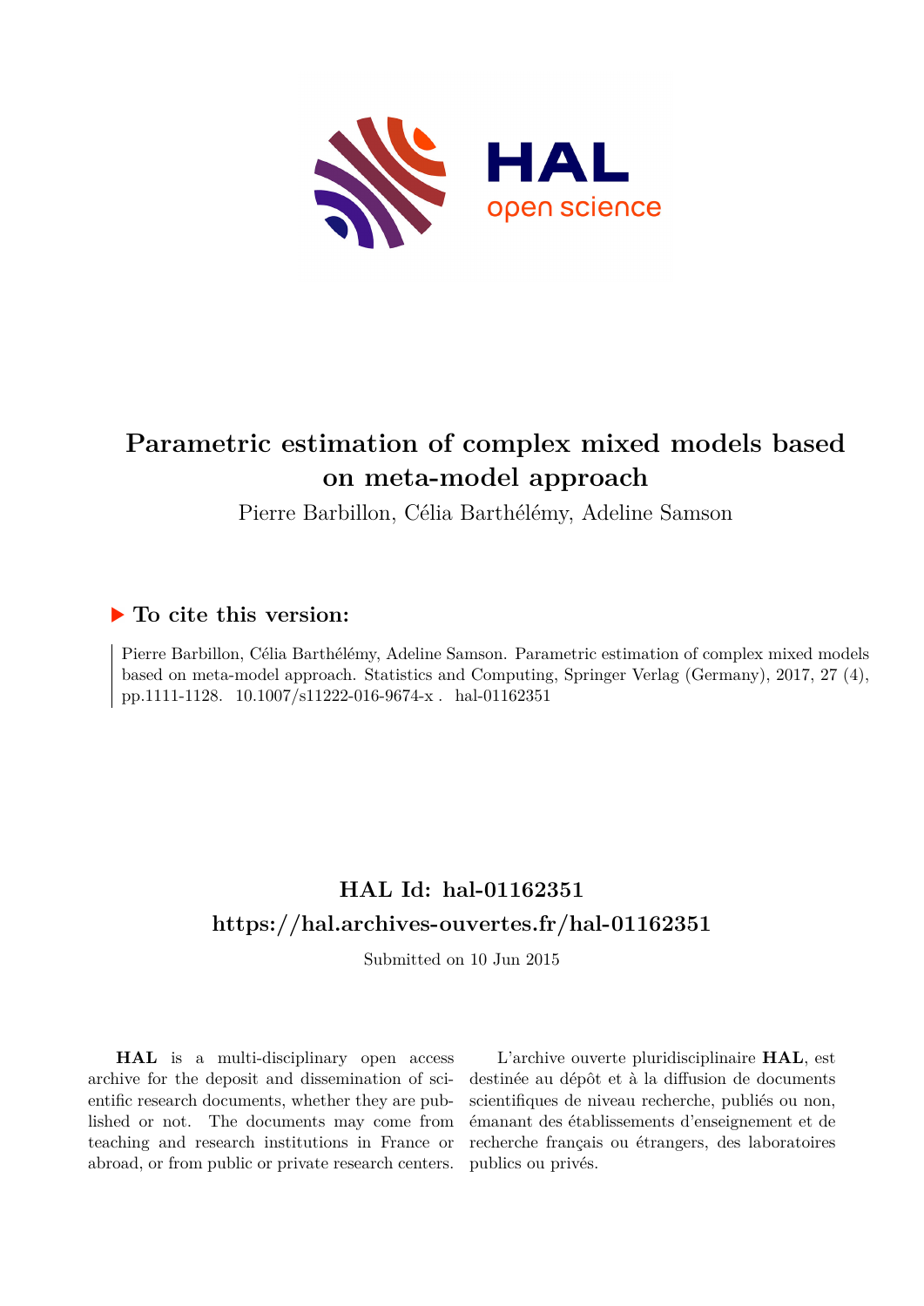# Parametric estimation of complex mixed models based on meta-model approach

Pierre Barbillon, Célia Barthélémy, Adeline Samson

## ▶ To cite this version:

Pierre Barbillon, Célia Barthélémy, Adeline Samson. Parametric estimation of complex mixed models based on meta-model approach. Statistics and Computing, Springer Verlag (Germany), 2017, 27 (4), pp.1111-1128. 10.1007/s11222-016-9674-x . hal-01162351

## HAL Id: hal-01162351

## https://hal.archives-ouvertes.fr/hal-01162351

Submitted on 10 Jun 2015

**HAL** is a multi-disciplinary open access archive for the deposit and dissemination of scientific research documents, whether they are published or not. The documents may come from teaching and research institutions in France or abroad, or from public or private research centers.

L'archive ouverte pluridisciplinaire **HAL**, est destinée au dépôt et à la diffusion de documents scientifiques de niveau recherche, publiés ou non, émanant des établissements d'enseignement et de recherche français ou étrangers, des laboratoires publics ou privés.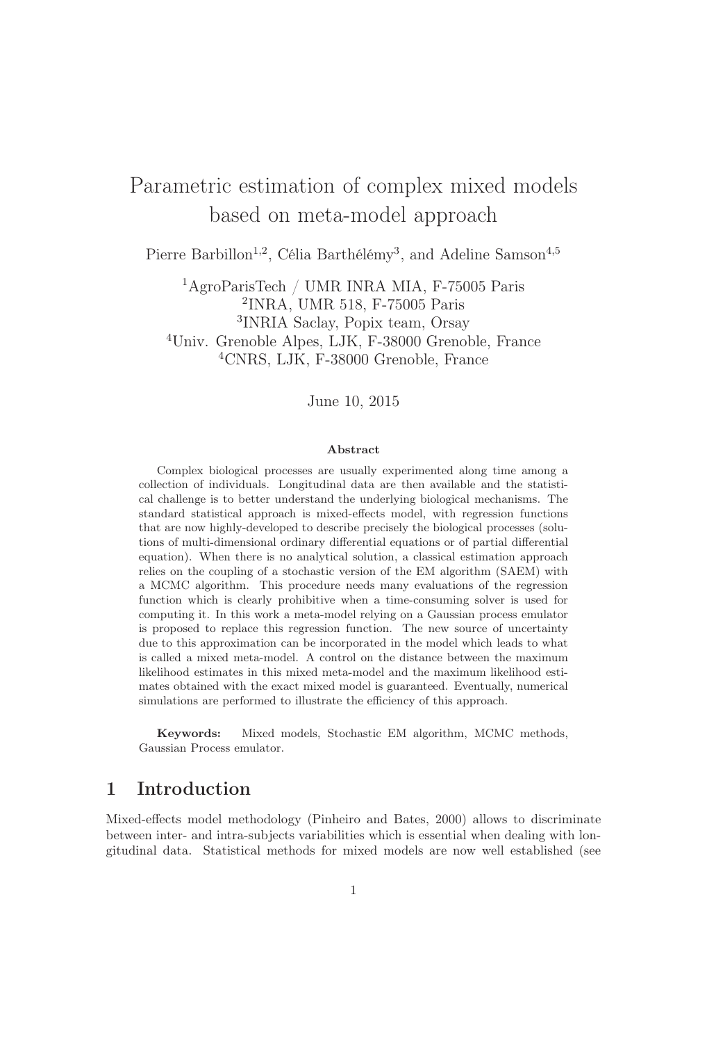# Parametric estimation of complex mixed models based on meta-model approach

Pierre Barbillon[1,2], Célia Barthélémy[3], and Adeline Samson[4,5]

[1]AgroParisTech / UMR INRA MIA, F-75005 Paris
[2]INRA, UMR 518, F-75005 Paris
[3]INRIA Saclay, Popix team, Orsay
[4]Univ. Grenoble Alpes, LJK, F-38000 Grenoble, France
[4]CNRS, LJK, F-38000 Grenoble, France

June 10, 2015

**Abstract**

Complex biological processes are usually experimented along time among a collection of individuals. Longitudinal data are then available and the statistical challenge is to better understand the underlying biological mechanisms. The standard statistical approach is mixed-effects model, with regression functions that are now highly-developed to describe precisely the biological processes (solutions of multi-dimensional ordinary differential equations or of partial differential equation). When there is no analytical solution, a classical estimation approach relies on the coupling of a stochastic version of the EM algorithm (SAEM) with a MCMC algorithm. This procedure needs many evaluations of the regression function which is clearly prohibitive when a time-consuming solver is used for computing it. In this work a meta-model relying on a Gaussian process emulator is proposed to replace this regression function. The new source of uncertainty due to this approximation can be incorporated in the model which leads to what is called a mixed meta-model. A control on the distance between the maximum likelihood estimates in this mixed meta-model and the maximum likelihood estimates obtained with the exact mixed model is guaranteed. Eventually, numerical simulations are performed to illustrate the efficiency of this approach.

**Keywords:** Mixed models, Stochastic EM algorithm, MCMC methods, Gaussian Process emulator.

## 1 Introduction

Mixed-effects model methodology (Pinheiro and Bates, 2000) allows to discriminate between inter- and intra-subjects variabilities which is essential when dealing with longitudinal data. Statistical methods for mixed models are now well established (see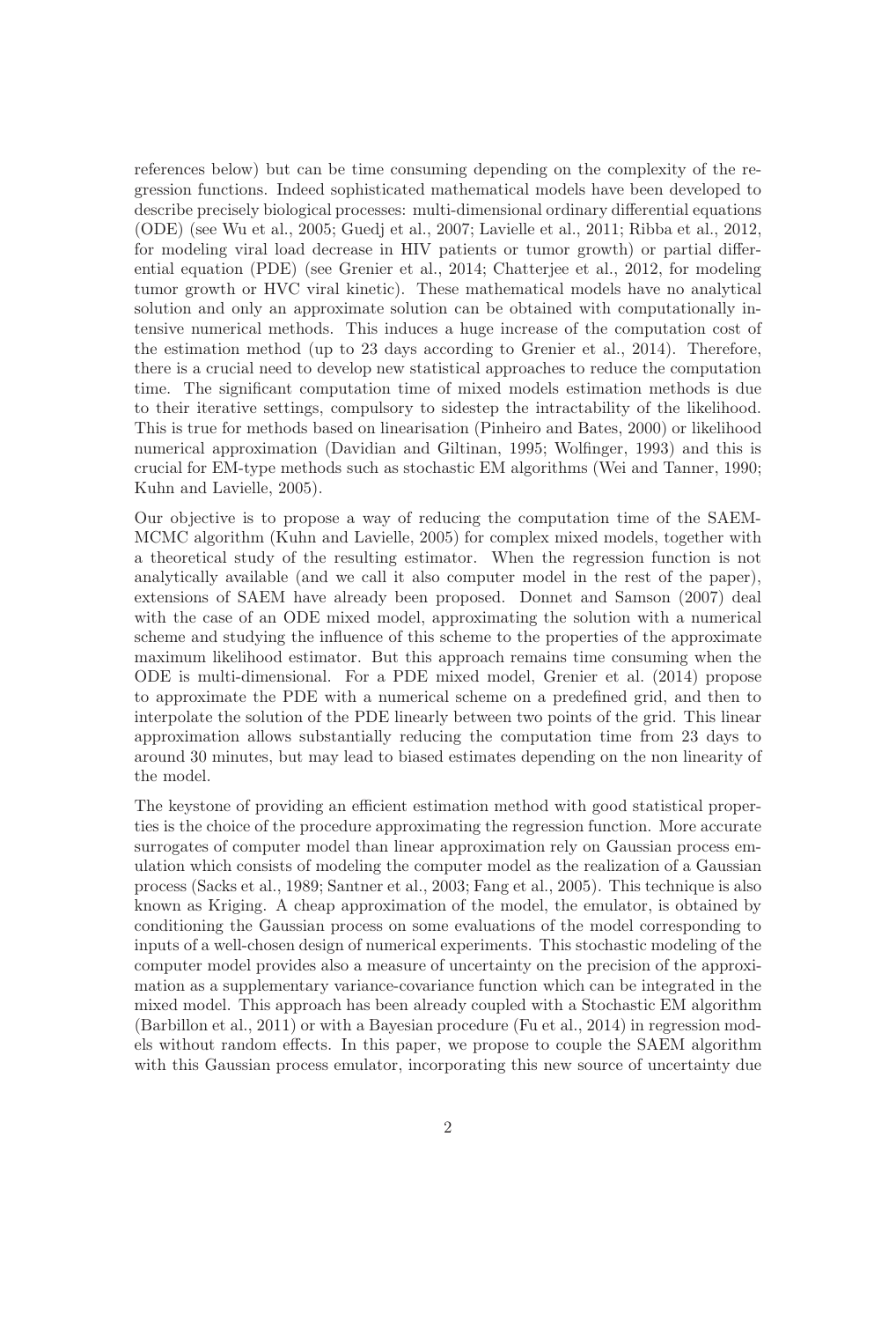references below) but can be time consuming depending on the complexity of the regression functions. Indeed sophisticated mathematical models have been developed to describe precisely biological processes: multi-dimensional ordinary differential equations (ODE) (see Wu et al., 2005; Guedj et al., 2007; Lavielle et al., 2011; Ribba et al., 2012, for modeling viral load decrease in HIV patients or tumor growth) or partial differential equation (PDE) (see Grenier et al., 2014; Chatterjee et al., 2012, for modeling tumor growth or HVC viral kinetic). These mathematical models have no analytical solution and only an approximate solution can be obtained with computationally intensive numerical methods. This induces a huge increase of the computation cost of the estimation method (up to 23 days according to Grenier et al., 2014). Therefore, there is a crucial need to develop new statistical approaches to reduce the computation time. The significant computation time of mixed models estimation methods is due to their iterative settings, compulsory to sidestep the intractability of the likelihood. This is true for methods based on linearisation (Pinheiro and Bates, 2000) or likelihood numerical approximation (Davidian and Giltinan, 1995; Wolfinger, 1993) and this is crucial for EM-type methods such as stochastic EM algorithms (Wei and Tanner, 1990; Kuhn and Lavielle, 2005).

Our objective is to propose a way of reducing the computation time of the SAEM-MCMC algorithm (Kuhn and Lavielle, 2005) for complex mixed models, together with a theoretical study of the resulting estimator. When the regression function is not analytically available (and we call it also computer model in the rest of the paper), extensions of SAEM have already been proposed. Donnet and Samson (2007) deal with the case of an ODE mixed model, approximating the solution with a numerical scheme and studying the influence of this scheme to the properties of the approximate maximum likelihood estimator. But this approach remains time consuming when the ODE is multi-dimensional. For a PDE mixed model, Grenier et al. (2014) propose to approximate the PDE with a numerical scheme on a predefined grid, and then to interpolate the solution of the PDE linearly between two points of the grid. This linear approximation allows substantially reducing the computation time from 23 days to around 30 minutes, but may lead to biased estimates depending on the non linearity of the model.

The keystone of providing an efficient estimation method with good statistical properties is the choice of the procedure approximating the regression function. More accurate surrogates of computer model than linear approximation rely on Gaussian process emulation which consists of modeling the computer model as the realization of a Gaussian process (Sacks et al., 1989; Santner et al., 2003; Fang et al., 2005). This technique is also known as Kriging. A cheap approximation of the model, the emulator, is obtained by conditioning the Gaussian process on some evaluations of the model corresponding to inputs of a well-chosen design of numerical experiments. This stochastic modeling of the computer model provides also a measure of uncertainty on the precision of the approximation as a supplementary variance-covariance function which can be integrated in the mixed model. This approach has been already coupled with a Stochastic EM algorithm (Barbillon et al., 2011) or with a Bayesian procedure (Fu et al., 2014) in regression models without random effects. In this paper, we propose to couple the SAEM algorithm with this Gaussian process emulator, incorporating this new source of uncertainty due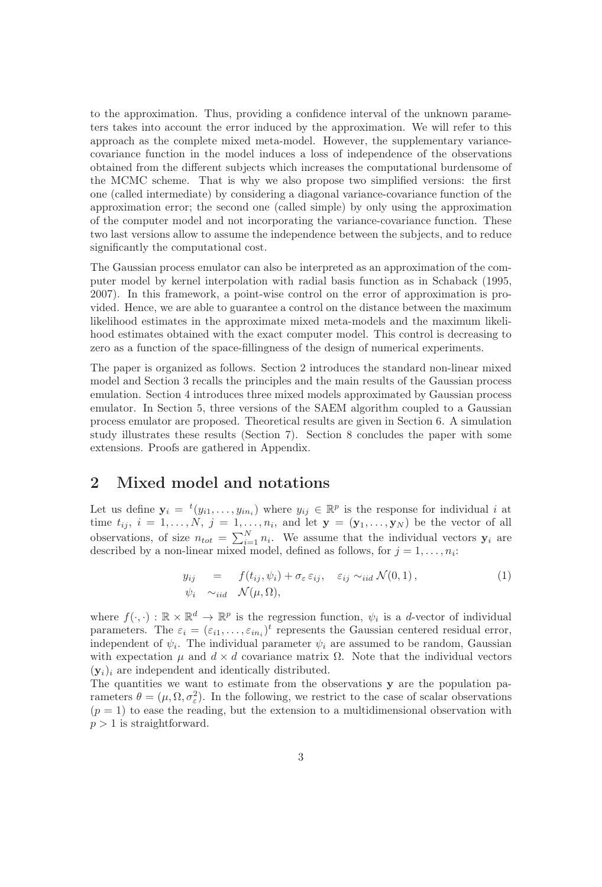to the approximation. Thus, providing a confidence interval of the unknown parameters takes into account the error induced by the approximation. We will refer to this approach as the complete mixed meta-model. However, the supplementary variance-covariance function in the model induces a loss of independence of the observations obtained from the different subjects which increases the computational burdensome of the MCMC scheme. That is why we also propose two simplified versions: the first one (called intermediate) by considering a diagonal variance-covariance function of the approximation error; the second one (called simple) by only using the approximation of the computer model and not incorporating the variance-covariance function. These two last versions allow to assume the independence between the subjects, and to reduce significantly the computational cost.

The Gaussian process emulator can also be interpreted as an approximation of the computer model by kernel interpolation with radial basis function as in Schaback (1995, 2007). In this framework, a point-wise control on the error of approximation is provided. Hence, we are able to guarantee a control on the distance between the maximum likelihood estimates in the approximate mixed meta-models and the maximum likelihood estimates obtained with the exact computer model. This control is decreasing to zero as a function of the space-fillingness of the design of numerical experiments.

The paper is organized as follows. Section 2 introduces the standard non-linear mixed model and Section 3 recalls the principles and the main results of the Gaussian process emulation. Section 4 introduces three mixed models approximated by Gaussian process emulator. In Section 5, three versions of the SAEM algorithm coupled to a Gaussian process emulator are proposed. Theoretical results are given in Section 6. A simulation study illustrates these results (Section 7). Section 8 concludes the paper with some extensions. Proofs are gathered in Appendix.

## 2 Mixed model and notations

Let us define $\mathbf{y}_i = {}^t(y_{i1}, \dots, y_{in_i})$ where $y_{ij} \in \mathbb{R}^p$ is the response for individual $i$ at time $t_{ij}$, $i = 1, \dots, N$, $j = 1, \dots, n_i$, and let $\mathbf{y} = (\mathbf{y}_1, \dots, \mathbf{y}_N)$ be the vector of all observations, of size $n_{tot} = \sum_{i=1}^N n_i$. We assume that the individual vectors $\mathbf{y}_i$ are described by a non-linear mixed model, defined as follows, for $j = 1, \dots, n_i$:

$$
\begin{aligned}
y_{ij} \quad &= \quad f(t_{ij}, \psi_i) + \sigma_\varepsilon \, \varepsilon_{ij}, \quad \varepsilon_{ij} \sim_{iid} \mathcal{N}(0, 1), \\
\psi_i \quad &\sim_{iid} \quad \mathcal{N}(\mu, \Omega),
\end{aligned} \tag{1}
$$

where $f(\cdot, \cdot) : \mathbb{R} \times \mathbb{R}^d \to \mathbb{R}^p$ is the regression function, $\psi_i$ is a $d$-vector of individual parameters. The $\varepsilon_i = (\varepsilon_{i1}, \dots, \varepsilon_{in_i})^t$ represents the Gaussian centered residual error, independent of $\psi_i$. The individual parameter $\psi_i$ are assumed to be random, Gaussian with expectation $\mu$ and $d \times d$ covariance matrix $\Omega$. Note that the individual vectors $(\mathbf{y}_i)_i$ are independent and identically distributed.

The quantities we want to estimate from the observations $\mathbf{y}$ are the population parameters $\theta = (\mu, \Omega, \sigma_\varepsilon^2)$. In the following, we restrict to the case of scalar observations ($p = 1$) to ease the reading, but the extension to a multidimensional observation with $p > 1$ is straightforward.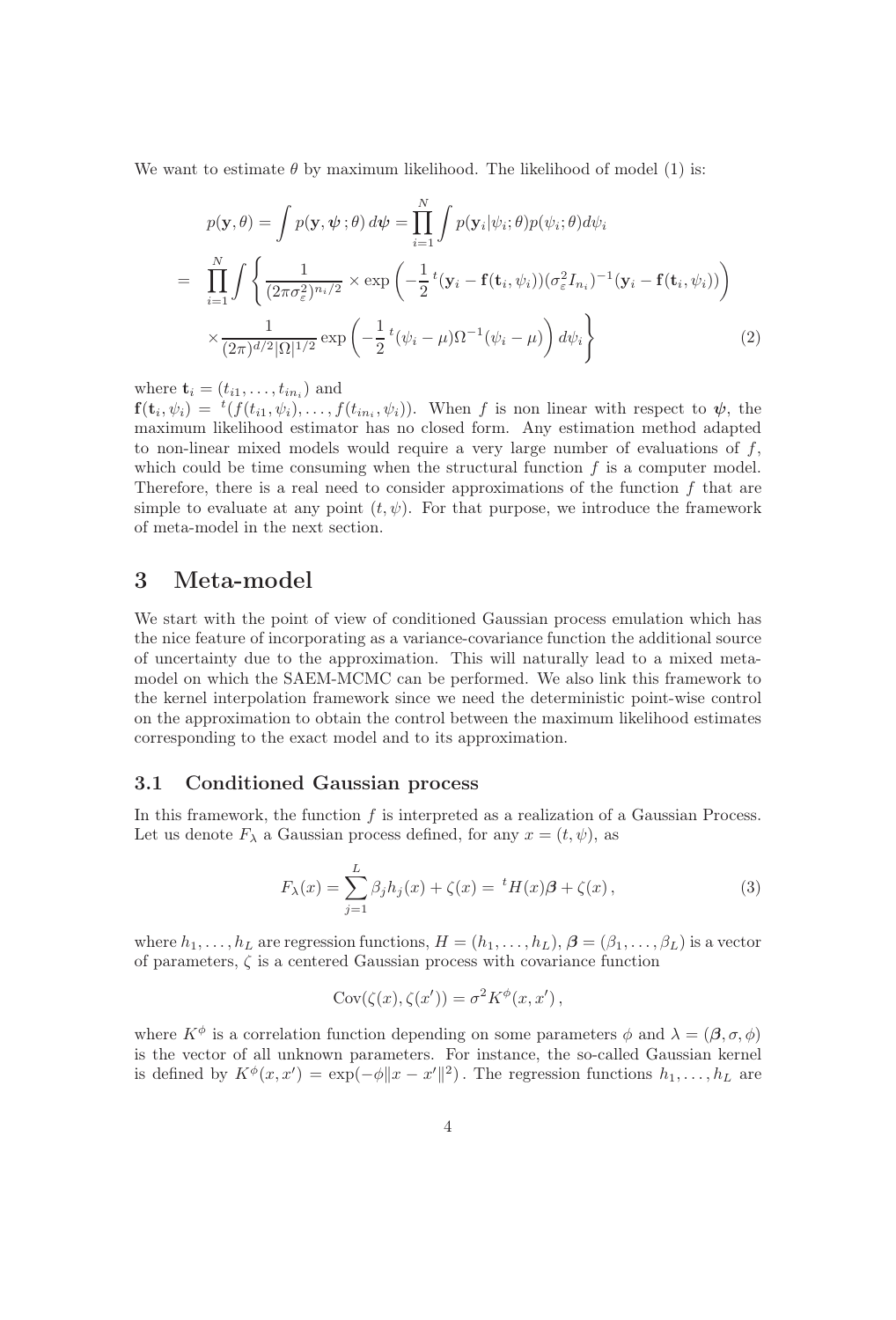We want to estimate $\theta$ by maximum likelihood. The likelihood of model (1) is:

$$
\begin{aligned}
p(\mathbf{y},\theta) &= \int p(\mathbf{y},\boldsymbol{\psi}\,;\theta)\,d\boldsymbol{\psi} = \prod_{i=1}^{N}\int p(\mathbf{y}_i|\psi_i;\theta)p(\psi_i;\theta)d\psi_i \\
&= \prod_{i=1}^{N}\int\left\{\frac{1}{(2\pi\sigma_\varepsilon^2)^{n_i/2}}\times\exp\left(-\frac{1}{2}\,{}^t(\mathbf{y}_i-\mathbf{f}(\mathbf{t}_i,\psi_i))(\sigma_\varepsilon^2 I_{n_i})^{-1}(\mathbf{y}_i-\mathbf{f}(\mathbf{t}_i,\psi_i))\right)\right. \\
&\qquad \left.\times\frac{1}{(2\pi)^{d/2}|\Omega|^{1/2}}\exp\left(-\frac{1}{2}\,{}^t(\psi_i-\mu)\Omega^{-1}(\psi_i-\mu)\right)d\psi_i\right\} \qquad (2)
\end{aligned}
$$

where $\mathbf{t}_i = (t_{i1},\ldots,t_{in_i})$ and $\mathbf{f}(\mathbf{t}_i,\psi_i) = {}^t(f(t_{i1},\psi_i),\ldots,f(t_{in_i},\psi_i))$. When $f$ is non linear with respect to $\boldsymbol{\psi}$, the maximum likelihood estimator has no closed form. Any estimation method adapted to non-linear mixed models would require a very large number of evaluations of $f$, which could be time consuming when the structural function $f$ is a computer model. Therefore, there is a real need to consider approximations of the function $f$ that are simple to evaluate at any point $(t,\psi)$. For that purpose, we introduce the framework of meta-model in the next section.

# 3 Meta-model

We start with the point of view of conditioned Gaussian process emulation which has the nice feature of incorporating as a variance-covariance function the additional source of uncertainty due to the approximation. This will naturally lead to a mixed meta-model on which the SAEM-MCMC can be performed. We also link this framework to the kernel interpolation framework since we need the deterministic point-wise control on the approximation to obtain the control between the maximum likelihood estimates corresponding to the exact model and to its approximation.

## 3.1 Conditioned Gaussian process

In this framework, the function $f$ is interpreted as a realization of a Gaussian Process. Let us denote $F_\lambda$ a Gaussian process defined, for any $x=(t,\psi)$, as

$$
F_\lambda(x) = \sum_{j=1}^{L}\beta_j h_j(x) + \zeta(x) = {}^tH(x)\boldsymbol{\beta} + \zeta(x)\,, \qquad (3)
$$

where $h_1,\ldots,h_L$ are regression functions, $H=(h_1,\ldots,h_L)$, $\boldsymbol{\beta}=(\beta_1,\ldots,\beta_L)$ is a vector of parameters, $\zeta$ is a centered Gaussian process with covariance function

$$
\mathrm{Cov}(\zeta(x),\zeta(x')) = \sigma^2 K^\phi(x,x')\,,
$$

where $K^\phi$ is a correlation function depending on some parameters $\phi$ and $\lambda=(\boldsymbol{\beta},\sigma,\phi)$ is the vector of all unknown parameters. For instance, the so-called Gaussian kernel is defined by $K^\phi(x,x')=\exp(-\phi\|x-x'\|^2)$. The regression functions $h_1,\ldots,h_L$ are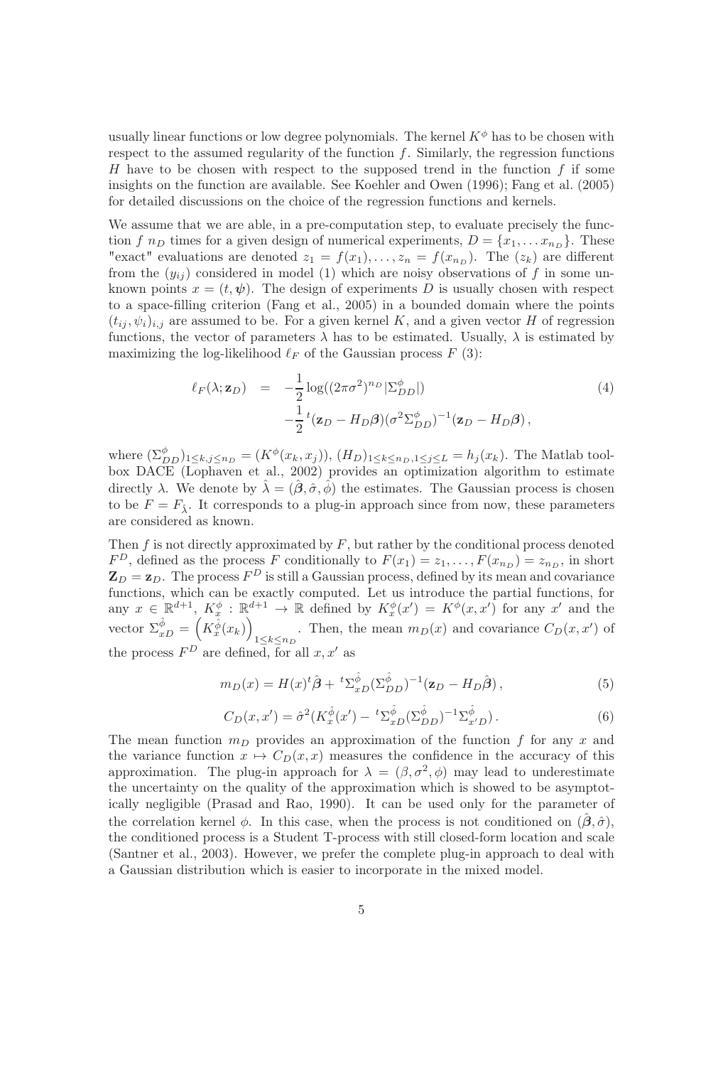usually linear functions or low degree polynomials. The kernel $K^\phi$ has to be chosen with respect to the assumed regularity of the function $f$. Similarly, the regression functions $H$ have to be chosen with respect to the supposed trend in the function $f$ if some insights on the function are available. See Koehler and Owen (1996); Fang et al. (2005) for detailed discussions on the choice of the regression functions and kernels.

We assume that we are able, in a pre-computation step, to evaluate precisely the function $f$ $n_D$ times for a given design of numerical experiments, $D = \{x_1, \dots x_{n_D}\}$. These "exact" evaluations are denoted $z_1 = f(x_1), \dots, z_n = f(x_{n_D})$. The $(z_k)$ are different from the $(y_{ij})$ considered in model (1) which are noisy observations of $f$ in some unknown points $x = (t, \boldsymbol{\psi})$. The design of experiments $D$ is usually chosen with respect to a space-filling criterion (Fang et al., 2005) in a bounded domain where the points $(t_{ij}, \psi_i)_{i,j}$ are assumed to be. For a given kernel $K$, and a given vector $H$ of regression functions, the vector of parameters $\lambda$ has to be estimated. Usually, $\lambda$ is estimated by maximizing the log-likelihood $\ell_F$ of the Gaussian process $F$ (3):

$$
\begin{aligned}
\ell_F(\lambda; \mathbf{z}_D) &= -\frac{1}{2}\log((2\pi\sigma^2)^{n_D}|\Sigma^{\phi}_{DD}|) \\
&\quad -\frac{1}{2}\,{}^t(\mathbf{z}_D - H_D\boldsymbol{\beta})(\sigma^2\Sigma^{\phi}_{DD})^{-1}(\mathbf{z}_D - H_D\boldsymbol{\beta})\,,
\end{aligned} \tag{4}
$$

where $(\Sigma^{\phi}_{DD})_{1\le k,j\le n_D} = (K^\phi(x_k, x_j))$, $(H_D)_{1\le k\le n_D, 1\le j\le L} = h_j(x_k)$. The Matlab toolbox DACE (Lophaven et al., 2002) provides an optimization algorithm to estimate directly $\lambda$. We denote by $\hat{\lambda} = (\hat{\boldsymbol{\beta}}, \hat{\sigma}, \hat{\phi})$ the estimates. The Gaussian process is chosen to be $F = F_{\hat{\lambda}}$. It corresponds to a plug-in approach since from now, these parameters are considered as known.

Then $f$ is not directly approximated by $F$, but rather by the conditional process denoted $F^D$, defined as the process $F$ conditionally to $F(x_1) = z_1, \dots, F(x_{n_D}) = z_{n_D}$, in short $\mathbf{Z}_D = \mathbf{z}_D$. The process $F^D$ is still a Gaussian process, defined by its mean and covariance functions, which can be exactly computed. Let us introduce the partial functions, for any $x \in \mathbb{R}^{d+1}$, $K^\phi_x : \mathbb{R}^{d+1} \to \mathbb{R}$ defined by $K^\phi_x(x') = K^\phi(x, x')$ for any $x'$ and the vector $\Sigma^{\hat{\phi}}_{xD} = \left(K^{\hat{\phi}}_x(x_k)\right)_{1\le k\le n_D}$. Then, the mean $m_D(x)$ and covariance $C_D(x, x')$ of the process $F^D$ are defined, for all $x, x'$ as

$$
m_D(x) = H(x)^t\hat{\boldsymbol{\beta}} + {}^t\Sigma^{\hat{\phi}}_{xD}(\Sigma^{\hat{\phi}}_{DD})^{-1}(\mathbf{z}_D - H_D\hat{\boldsymbol{\beta}})\,, \tag{5}
$$

$$
C_D(x, x') = \hat{\sigma}^2(K^{\hat{\phi}}_x(x') - {}^t\Sigma^{\hat{\phi}}_{xD}(\Sigma^{\hat{\phi}}_{DD})^{-1}\Sigma^{\hat{\phi}}_{x'D})\,. \tag{6}
$$

The mean function $m_D$ provides an approximation of the function $f$ for any $x$ and the variance function $x \mapsto C_D(x, x)$ measures the confidence in the accuracy of this approximation. The plug-in approach for $\lambda = (\beta, \sigma^2, \phi)$ may lead to underestimate the uncertainty on the quality of the approximation which is showed to be asymptotically negligible (Prasad and Rao, 1990). It can be used only for the parameter of the correlation kernel $\phi$. In this case, when the process is not conditioned on $(\hat{\boldsymbol{\beta}}, \hat{\sigma})$, the conditioned process is a Student T-process with still closed-form location and scale (Santner et al., 2003). However, we prefer the complete plug-in approach to deal with a Gaussian distribution which is easier to incorporate in the mixed model.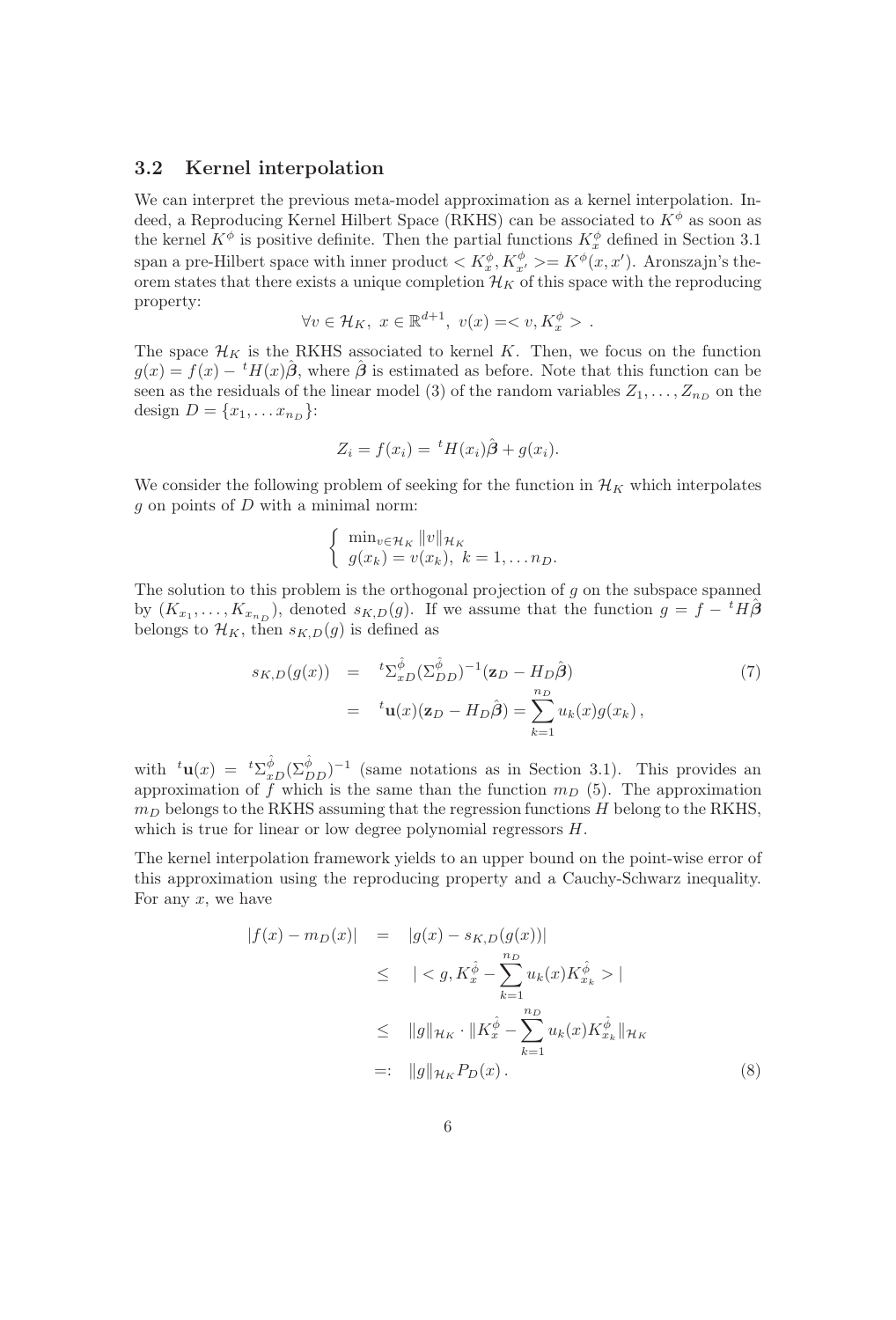### 3.2 Kernel interpolation

We can interpret the previous meta-model approximation as a kernel interpolation. Indeed, a Reproducing Kernel Hilbert Space (RKHS) can be associated to $K^\phi$ as soon as the kernel $K^\phi$ is positive definite. Then the partial functions $K^\phi_x$ defined in Section 3.1 span a pre-Hilbert space with inner product $< K^\phi_x, K^\phi_{x'} >= K^\phi(x, x')$. Aronszajn's theorem states that there exists a unique completion $\mathcal{H}_K$ of this space with the reproducing property:

$$\forall v \in \mathcal{H}_K,\ x \in \mathbb{R}^{d+1},\ v(x) =< v, K^\phi_x > .$$

The space $\mathcal{H}_K$ is the RKHS associated to kernel $K$. Then, we focus on the function $g(x) = f(x) - {}^tH(x)\hat{\boldsymbol{\beta}}$, where $\hat{\boldsymbol{\beta}}$ is estimated as before. Note that this function can be seen as the residuals of the linear model (3) of the random variables $Z_1, \ldots, Z_{n_D}$ on the design $D = \{x_1, \ldots x_{n_D}\}$:

$$Z_i = f(x_i) = {}^tH(x_i)\hat{\boldsymbol{\beta}} + g(x_i).$$

We consider the following problem of seeking for the function in $\mathcal{H}_K$ which interpolates $g$ on points of $D$ with a minimal norm:

$$\begin{cases} \min_{v \in \mathcal{H}_K} \|v\|_{\mathcal{H}_K} \\ g(x_k) = v(x_k),\ k = 1, \ldots n_D. \end{cases}$$

The solution to this problem is the orthogonal projection of $g$ on the subspace spanned by $(K_{x_1}, \ldots, K_{x_{n_D}})$, denoted $s_{K,D}(g)$. If we assume that the function $g = f - {}^tH\hat{\boldsymbol{\beta}}$ belongs to $\mathcal{H}_K$, then $s_{K,D}(g)$ is defined as

$$\begin{aligned} s_{K,D}(g(x)) &= {}^t\Sigma^{\hat{\phi}}_{xD}(\Sigma^{\hat{\phi}}_{DD})^{-1}(\mathbf{z}_D - H_D\hat{\boldsymbol{\beta}}) \\ &= {}^t\mathbf{u}(x)(\mathbf{z}_D - H_D\hat{\boldsymbol{\beta}}) = \sum_{k=1}^{n_D} u_k(x)g(x_k)\,, \end{aligned} \tag{7}$$

with ${}^t\mathbf{u}(x) = {}^t\Sigma^{\hat{\phi}}_{xD}(\Sigma^{\hat{\phi}}_{DD})^{-1}$ (same notations as in Section 3.1). This provides an approximation of $f$ which is the same than the function $m_D$ (5). The approximation $m_D$ belongs to the RKHS assuming that the regression functions $H$ belong to the RKHS, which is true for linear or low degree polynomial regressors $H$.

The kernel interpolation framework yields to an upper bound on the point-wise error of this approximation using the reproducing property and a Cauchy-Schwarz inequality. For any $x$, we have

$$\begin{aligned} |f(x) - m_D(x)| &= |g(x) - s_{K,D}(g(x))| \\ &\leq |< g, K^{\hat{\phi}}_x - \sum_{k=1}^{n_D} u_k(x)K^{\hat{\phi}}_{x_k} >| \\ &\leq \|g\|_{\mathcal{H}_K} \cdot \|K^{\hat{\phi}}_x - \sum_{k=1}^{n_D} u_k(x)K^{\hat{\phi}}_{x_k}\|_{\mathcal{H}_K} \\ &=: \|g\|_{\mathcal{H}_K} P_D(x)\,. \end{aligned} \tag{8}$$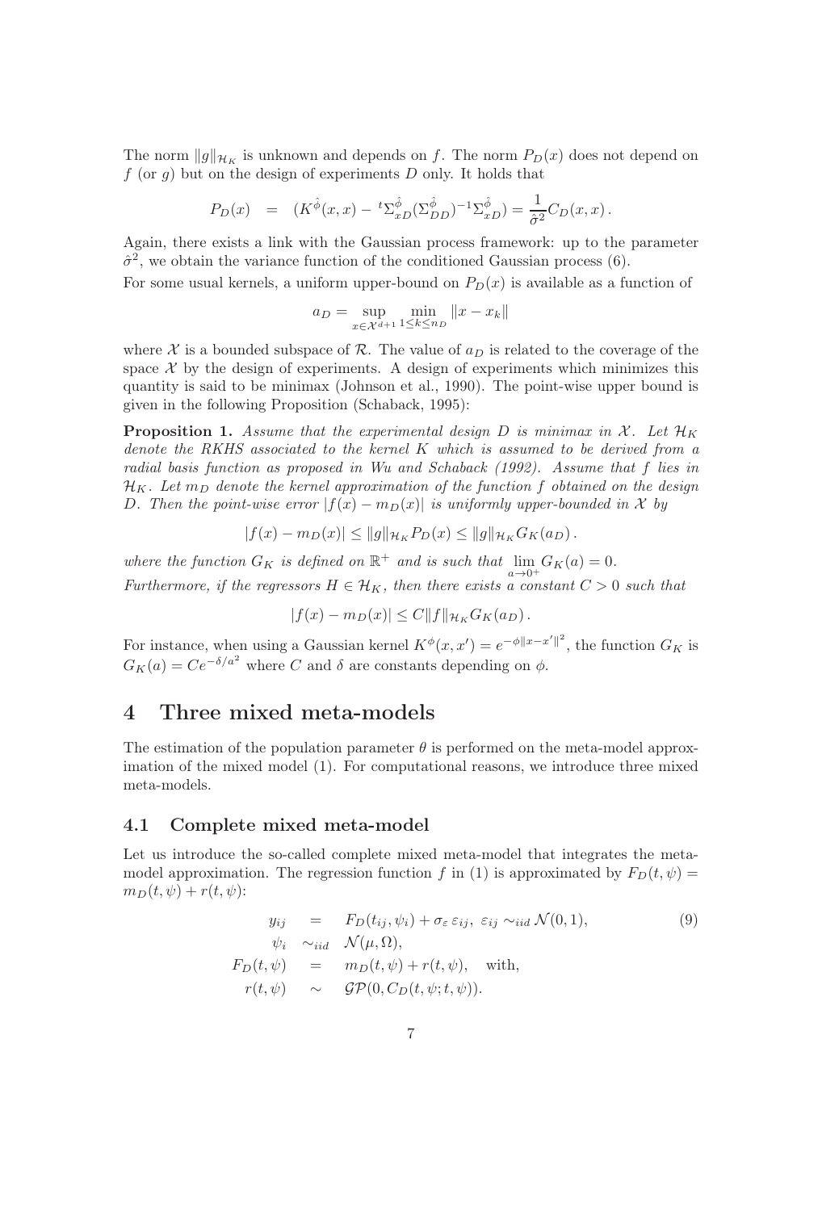The norm $\|g\|_{\mathcal{H}_K}$ is unknown and depends on $f$. The norm $P_D(x)$ does not depend on $f$ (or $g$) but on the design of experiments $D$ only. It holds that

$$P_D(x) \quad = \quad (K^{\hat{\phi}}(x,x) - {}^t\Sigma_{xD}^{\hat{\phi}}(\Sigma_{DD}^{\hat{\phi}})^{-1}\Sigma_{xD}^{\hat{\phi}}) = \frac{1}{\hat{\sigma}^2}C_D(x,x)\,.$$

Again, there exists a link with the Gaussian process framework: up to the parameter $\hat{\sigma}^2$, we obtain the variance function of the conditioned Gaussian process (6).

For some usual kernels, a uniform upper-bound on $P_D(x)$ is available as a function of

$$a_D = \sup_{x \in \mathcal{X}^{d+1}} \min_{1 \le k \le n_D} \|x - x_k\|$$

where $\mathcal{X}$ is a bounded subspace of $\mathcal{R}$. The value of $a_D$ is related to the coverage of the space $\mathcal{X}$ by the design of experiments. A design of experiments which minimizes this quantity is said to be minimax (Johnson et al., 1990). The point-wise upper bound is given in the following Proposition (Schaback, 1995):

**Proposition 1.** *Assume that the experimental design $D$ is minimax in $\mathcal{X}$. Let $\mathcal{H}_K$ denote the RKHS associated to the kernel $K$ which is assumed to be derived from a radial basis function as proposed in Wu and Schaback (1992). Assume that $f$ lies in $\mathcal{H}_K$. Let $m_D$ denote the kernel approximation of the function $f$ obtained on the design $D$. Then the point-wise error $|f(x) - m_D(x)|$ is uniformly upper-bounded in $\mathcal{X}$ by*

$$|f(x) - m_D(x)| \le \|g\|_{\mathcal{H}_K} P_D(x) \le \|g\|_{\mathcal{H}_K} G_K(a_D)\,.$$

*where the function $G_K$ is defined on $\mathbb{R}^+$ and is such that $\lim_{a \to 0^+} G_K(a) = 0$.*
*Furthermore, if the regressors $H \in \mathcal{H}_K$, then there exists a constant $C > 0$ such that*

$$|f(x) - m_D(x)| \le C\|f\|_{\mathcal{H}_K} G_K(a_D)\,.$$

For instance, when using a Gaussian kernel $K^\phi(x,x') = e^{-\phi\|x-x'\|^2}$, the function $G_K$ is $G_K(a) = Ce^{-\delta/a^2}$ where $C$ and $\delta$ are constants depending on $\phi$.

# 4 Three mixed meta-models

The estimation of the population parameter $\theta$ is performed on the meta-model approximation of the mixed model (1). For computational reasons, we introduce three mixed meta-models.

## 4.1 Complete mixed meta-model

Let us introduce the so-called complete mixed meta-model that integrates the meta-model approximation. The regression function $f$ in (1) is approximated by $F_D(t,\psi) = m_D(t,\psi) + r(t,\psi)$:

$$\begin{aligned} y_{ij} &= F_D(t_{ij},\psi_i) + \sigma_\varepsilon\,\varepsilon_{ij},\ \varepsilon_{ij} \sim_{iid} \mathcal{N}(0,1), \\ \psi_i &\sim_{iid} \mathcal{N}(\mu,\Omega), \\ F_D(t,\psi) &= m_D(t,\psi) + r(t,\psi), \quad \text{with,} \\ r(t,\psi) &\sim \mathcal{GP}(0, C_D(t,\psi;t,\psi)). \end{aligned} \tag{9}$$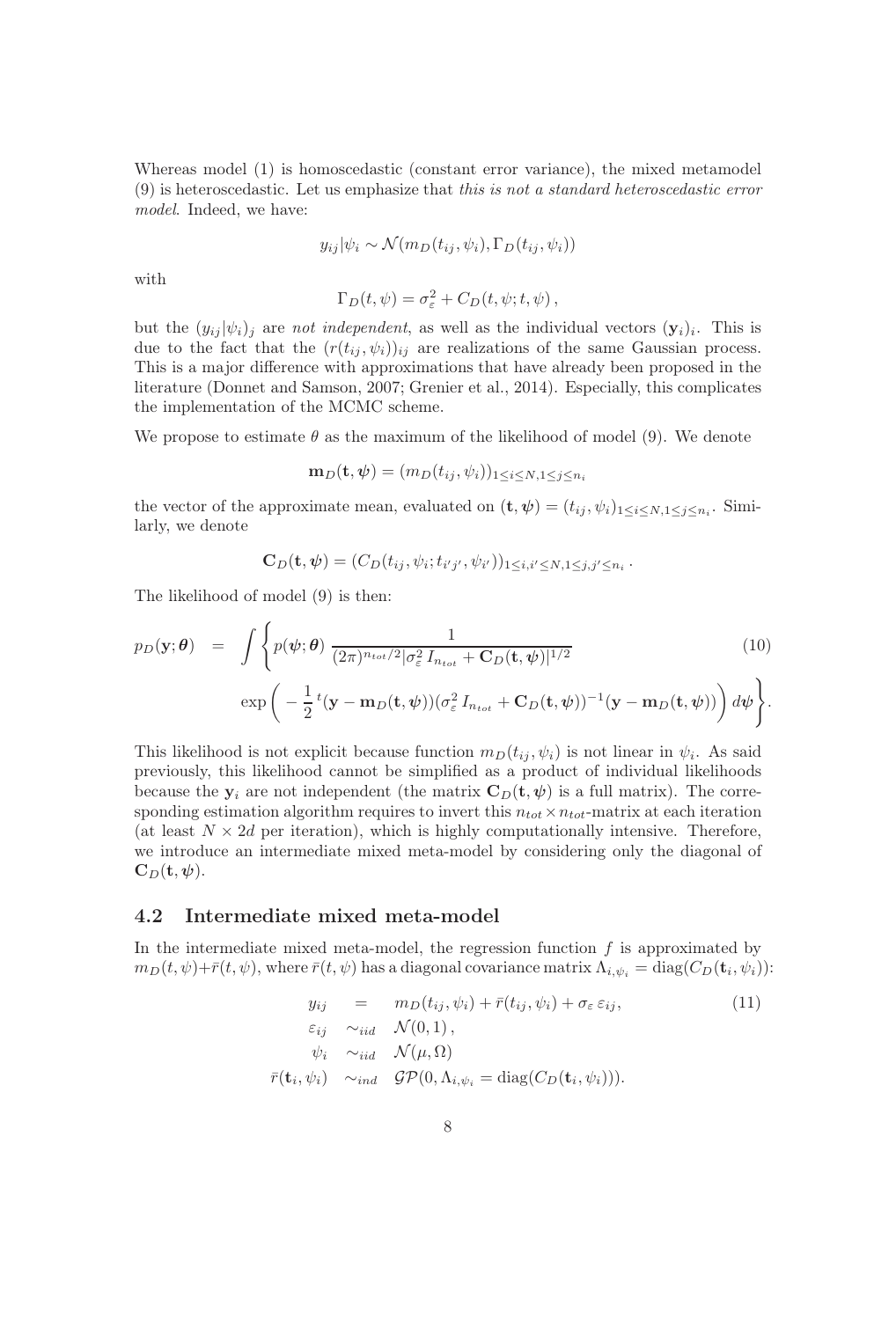Whereas model (1) is homoscedastic (constant error variance), the mixed metamodel (9) is heteroscedastic. Let us emphasize that *this is not a standard heteroscedastic error model*. Indeed, we have:

$$y_{ij}|\psi_i \sim \mathcal{N}(m_D(t_{ij},\psi_i),\Gamma_D(t_{ij},\psi_i))$$

with

$$\Gamma_D(t,\psi) = \sigma_\varepsilon^2 + C_D(t,\psi;t,\psi)\,,$$

but the $(y_{ij}|\psi_i)_j$ are *not independent*, as well as the individual vectors $(\mathbf{y}_i)_i$. This is due to the fact that the $(r(t_{ij},\psi_i))_{ij}$ are realizations of the same Gaussian process. This is a major difference with approximations that have already been proposed in the literature (Donnet and Samson, 2007; Grenier et al., 2014). Especially, this complicates the implementation of the MCMC scheme.

We propose to estimate $\theta$ as the maximum of the likelihood of model (9). We denote

$$\mathbf{m}_D(\mathbf{t},\boldsymbol{\psi}) = (m_D(t_{ij},\psi_i))_{1\le i\le N, 1\le j\le n_i}$$

the vector of the approximate mean, evaluated on $(\mathbf{t},\boldsymbol{\psi}) = (t_{ij},\psi_i)_{1\le i\le N,1\le j\le n_i}$. Similarly, we denote

$$\mathbf{C}_D(\mathbf{t},\boldsymbol{\psi}) = (C_D(t_{ij},\psi_i;t_{i'j'},\psi_{i'}))_{1\le i,i'\le N, 1\le j,j'\le n_i}\,.$$

The likelihood of model (9) is then:

$$p_D(\mathbf{y};\boldsymbol{\theta}) = \int \Bigg\{ p(\boldsymbol{\psi};\boldsymbol{\theta})\,\frac{1}{(2\pi)^{n_{tot}/2}|\sigma_\varepsilon^2\, I_{n_{tot}} + \mathbf{C}_D(\mathbf{t},\boldsymbol{\psi})|^{1/2}} \exp\bigg( -\frac{1}{2}\,{}^t(\mathbf{y}-\mathbf{m}_D(\mathbf{t},\boldsymbol{\psi}))(\sigma_\varepsilon^2\, I_{n_{tot}} + \mathbf{C}_D(\mathbf{t},\boldsymbol{\psi}))^{-1}(\mathbf{y}-\mathbf{m}_D(\mathbf{t},\boldsymbol{\psi}))\bigg)\, d\boldsymbol{\psi}\Bigg\}. \tag{10}$$

This likelihood is not explicit because function $m_D(t_{ij},\psi_i)$ is not linear in $\psi_i$. As said previously, this likelihood cannot be simplified as a product of individual likelihoods because the $\mathbf{y}_i$ are not independent (the matrix $\mathbf{C}_D(\mathbf{t},\boldsymbol{\psi})$ is a full matrix). The corresponding estimation algorithm requires to invert this $n_{tot}\times n_{tot}$-matrix at each iteration (at least $N\times 2d$ per iteration), which is highly computationally intensive. Therefore, we introduce an intermediate mixed meta-model by considering only the diagonal of $\mathbf{C}_D(\mathbf{t},\boldsymbol{\psi})$.

## 4.2 Intermediate mixed meta-model

In the intermediate mixed meta-model, the regression function $f$ is approximated by $m_D(t,\psi)+\bar{r}(t,\psi)$, where $\bar{r}(t,\psi)$ has a diagonal covariance matrix $\Lambda_{i,\psi_i} = \mathrm{diag}(C_D(\mathbf{t}_i,\psi_i))$:

$$\begin{aligned} y_{ij} &= m_D(t_{ij},\psi_i) + \bar{r}(t_{ij},\psi_i) + \sigma_\varepsilon\,\varepsilon_{ij}, \\ \varepsilon_{ij} &\sim_{iid} \mathcal{N}(0,1)\,, \\ \psi_i &\sim_{iid} \mathcal{N}(\mu,\Omega) \\ \bar{r}(\mathbf{t}_i,\psi_i) &\sim_{ind} \mathcal{GP}(0,\Lambda_{i,\psi_i} = \mathrm{diag}(C_D(\mathbf{t}_i,\psi_i))). \end{aligned} \tag{11}$$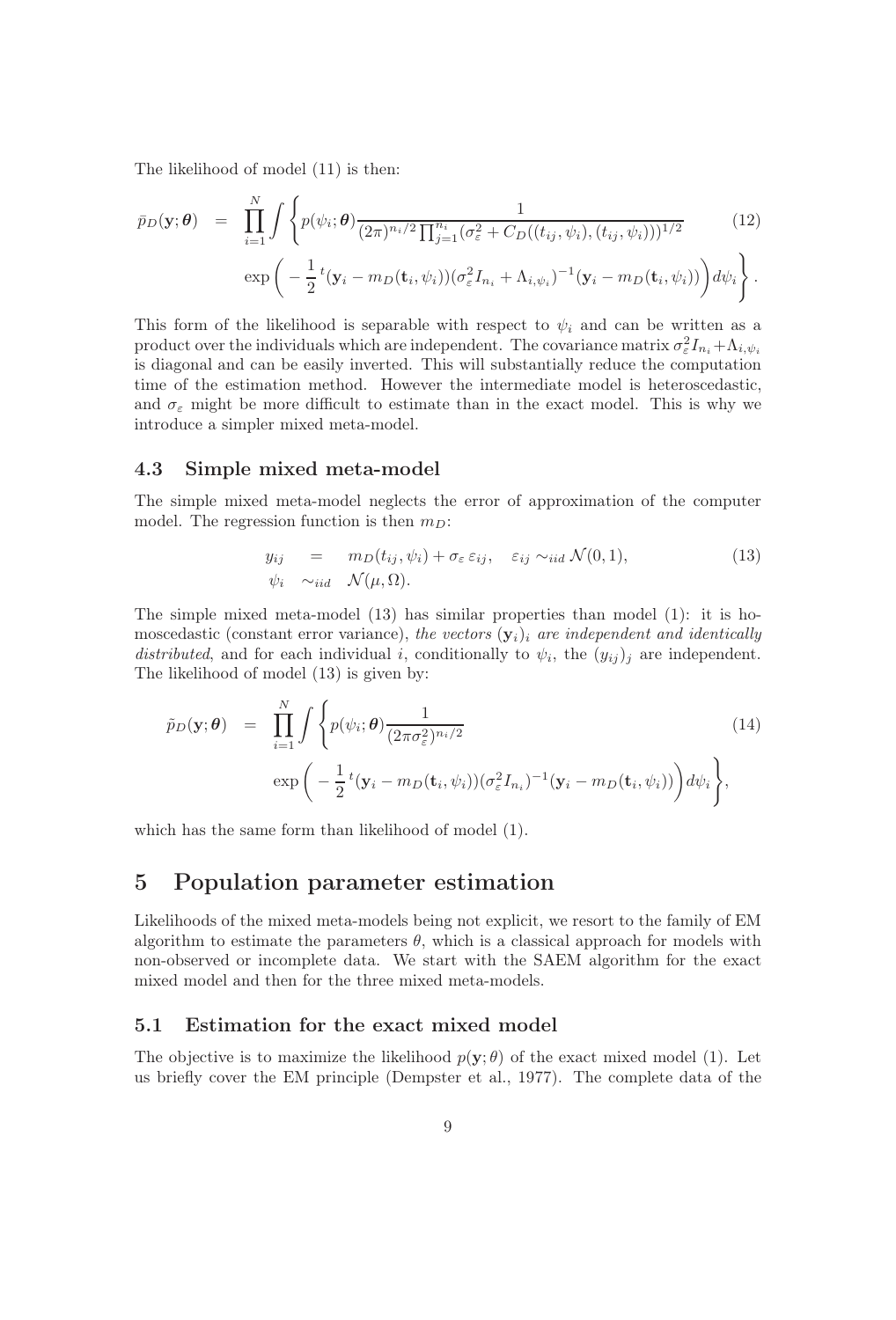The likelihood of model (11) is then:

$$
\begin{aligned}
\bar{p}_D(\mathbf{y};\boldsymbol{\theta}) \;=\; & \prod_{i=1}^{N} \int \Bigg\{ p(\psi_i;\boldsymbol{\theta}) \frac{1}{(2\pi)^{n_i/2} \prod_{j=1}^{n_i} (\sigma_\varepsilon^2 + C_D((t_{ij},\psi_i),(t_{ij},\psi_i)))^{1/2}} \\
& \exp\bigg( -\frac{1}{2}\, {}^t(\mathbf{y}_i - m_D(\mathbf{t}_i,\psi_i))(\sigma_\varepsilon^2 I_{n_i} + \Lambda_{i,\psi_i})^{-1}(\mathbf{y}_i - m_D(\mathbf{t}_i,\psi_i)) \bigg) d\psi_i \Bigg\}.
\end{aligned} \tag{12}
$$

This form of the likelihood is separable with respect to $\psi_i$ and can be written as a product over the individuals which are independent. The covariance matrix $\sigma_\varepsilon^2 I_{n_i} + \Lambda_{i,\psi_i}$ is diagonal and can be easily inverted. This will substantially reduce the computation time of the estimation method. However the intermediate model is heteroscedastic, and $\sigma_\varepsilon$ might be more difficult to estimate than in the exact model. This is why we introduce a simpler mixed meta-model.

### 4.3 Simple mixed meta-model

The simple mixed meta-model neglects the error of approximation of the computer model. The regression function is then $m_D$:

$$
\begin{aligned}
y_{ij} &= m_D(t_{ij},\psi_i) + \sigma_\varepsilon\, \varepsilon_{ij}, \quad \varepsilon_{ij} \sim_{iid} \mathcal{N}(0,1), \\
\psi_i &\sim_{iid} \mathcal{N}(\mu,\Omega).
\end{aligned} \tag{13}
$$

The simple mixed meta-model (13) has similar properties than model (1): it is homoscedastic (constant error variance), *the vectors* $(\mathbf{y}_i)_i$ *are independent and identically distributed*, and for each individual $i$, conditionally to $\psi_i$, the $(y_{ij})_j$ are independent. The likelihood of model (13) is given by:

$$
\begin{aligned}
\tilde{p}_D(\mathbf{y};\boldsymbol{\theta}) \;=\; & \prod_{i=1}^{N} \int \Bigg\{ p(\psi_i;\boldsymbol{\theta}) \frac{1}{(2\pi\sigma_\varepsilon^2)^{n_i/2}} \\
& \exp\bigg( -\frac{1}{2}\, {}^t(\mathbf{y}_i - m_D(\mathbf{t}_i,\psi_i))(\sigma_\varepsilon^2 I_{n_i})^{-1}(\mathbf{y}_i - m_D(\mathbf{t}_i,\psi_i)) \bigg) d\psi_i \Bigg\},
\end{aligned} \tag{14}
$$

which has the same form than likelihood of model (1).

## 5 Population parameter estimation

Likelihoods of the mixed meta-models being not explicit, we resort to the family of EM algorithm to estimate the parameters $\theta$, which is a classical approach for models with non-observed or incomplete data. We start with the SAEM algorithm for the exact mixed model and then for the three mixed meta-models.

### 5.1 Estimation for the exact mixed model

The objective is to maximize the likelihood $p(\mathbf{y};\theta)$ of the exact mixed model (1). Let us briefly cover the EM principle (Dempster et al., 1977). The complete data of the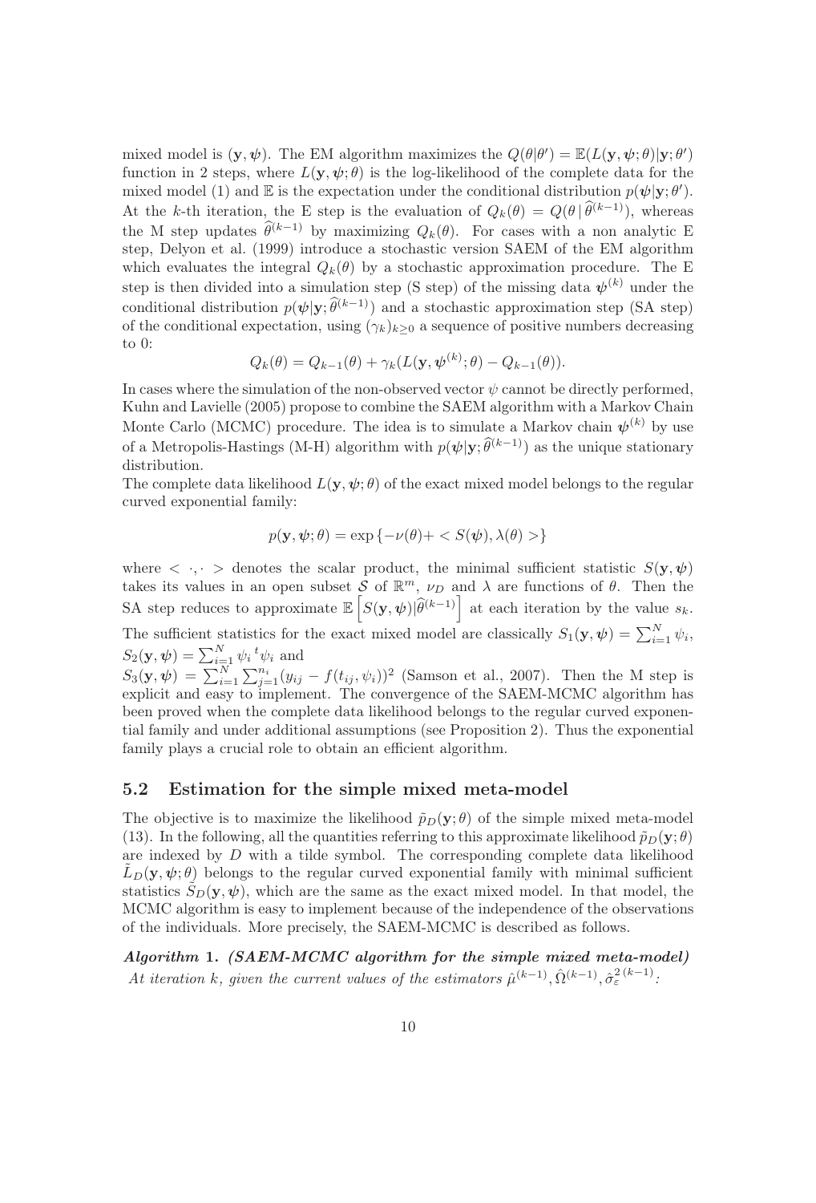mixed model is $(\mathbf{y}, \boldsymbol{\psi})$. The EM algorithm maximizes the $Q(\theta|\theta') = \mathbb{E}(L(\mathbf{y}, \boldsymbol{\psi}; \theta)|\mathbf{y}; \theta')$ function in 2 steps, where $L(\mathbf{y}, \boldsymbol{\psi}; \theta)$ is the log-likelihood of the complete data for the mixed model (1) and $\mathbb{E}$ is the expectation under the conditional distribution $p(\boldsymbol{\psi}|\mathbf{y}; \theta')$. At the $k$-th iteration, the E step is the evaluation of $Q_k(\theta) = Q(\theta \,|\, \widehat{\theta}^{(k-1)})$, whereas the M step updates $\widehat{\theta}^{(k-1)}$ by maximizing $Q_k(\theta)$. For cases with a non analytic E step, Delyon et al. (1999) introduce a stochastic version SAEM of the EM algorithm which evaluates the integral $Q_k(\theta)$ by a stochastic approximation procedure. The E step is then divided into a simulation step (S step) of the missing data $\boldsymbol{\psi}^{(k)}$ under the conditional distribution $p(\boldsymbol{\psi}|\mathbf{y}; \widehat{\theta}^{(k-1)})$ and a stochastic approximation step (SA step) of the conditional expectation, using $(\gamma_k)_{k \geq 0}$ a sequence of positive numbers decreasing to 0:

$$Q_k(\theta) = Q_{k-1}(\theta) + \gamma_k(L(\mathbf{y}, \boldsymbol{\psi}^{(k)}; \theta) - Q_{k-1}(\theta)).$$

In cases where the simulation of the non-observed vector $\psi$ cannot be directly performed, Kuhn and Lavielle (2005) propose to combine the SAEM algorithm with a Markov Chain Monte Carlo (MCMC) procedure. The idea is to simulate a Markov chain $\boldsymbol{\psi}^{(k)}$ by use of a Metropolis-Hastings (M-H) algorithm with $p(\boldsymbol{\psi}|\mathbf{y}; \widehat{\theta}^{(k-1)})$ as the unique stationary distribution.

The complete data likelihood $L(\mathbf{y}, \boldsymbol{\psi}; \theta)$ of the exact mixed model belongs to the regular curved exponential family:

$$p(\mathbf{y}, \boldsymbol{\psi}; \theta) = \exp\left\{-\nu(\theta) + < S(\boldsymbol{\psi}), \lambda(\theta) >\right\}$$

where $< \cdot, \cdot >$ denotes the scalar product, the minimal sufficient statistic $S(\mathbf{y}, \boldsymbol{\psi})$ takes its values in an open subset $\mathcal{S}$ of $\mathbb{R}^m$, $\nu_D$ and $\lambda$ are functions of $\theta$. Then the SA step reduces to approximate $\mathbb{E}\left[S(\mathbf{y}, \boldsymbol{\psi})|\widehat{\theta}^{(k-1)}\right]$ at each iteration by the value $s_k$. The sufficient statistics for the exact mixed model are classically $S_1(\mathbf{y}, \boldsymbol{\psi}) = \sum_{i=1}^N \psi_i$, $S_2(\mathbf{y}, \boldsymbol{\psi}) = \sum_{i=1}^N \psi_i{}^t\psi_i$ and
$S_3(\mathbf{y}, \boldsymbol{\psi}) = \sum_{i=1}^N \sum_{j=1}^{n_i} (y_{ij} - f(t_{ij}, \psi_i))^2$ (Samson et al., 2007). Then the M step is explicit and easy to implement. The convergence of the SAEM-MCMC algorithm has been proved when the complete data likelihood belongs to the regular curved exponential family and under additional assumptions (see Proposition 2). Thus the exponential family plays a crucial role to obtain an efficient algorithm.

## 5.2 Estimation for the simple mixed meta-model

The objective is to maximize the likelihood $\tilde{p}_D(\mathbf{y}; \theta)$ of the simple mixed meta-model (13). In the following, all the quantities referring to this approximate likelihood $\tilde{p}_D(\mathbf{y}; \theta)$ are indexed by $D$ with a tilde symbol. The corresponding complete data likelihood $\tilde{L}_D(\mathbf{y}, \boldsymbol{\psi}; \theta)$ belongs to the regular curved exponential family with minimal sufficient statistics $\tilde{S}_D(\mathbf{y}, \boldsymbol{\psi})$, which are the same as the exact mixed model. In that model, the MCMC algorithm is easy to implement because of the independence of the observations of the individuals. More precisely, the SAEM-MCMC is described as follows.

***Algorithm 1. (SAEM-MCMC algorithm for the simple mixed meta-model)***
*At iteration k, given the current values of the estimators* $\hat{\mu}^{(k-1)}, \hat{\Omega}^{(k-1)}, \hat{\sigma}_\varepsilon^{2\,(k-1)}$*:*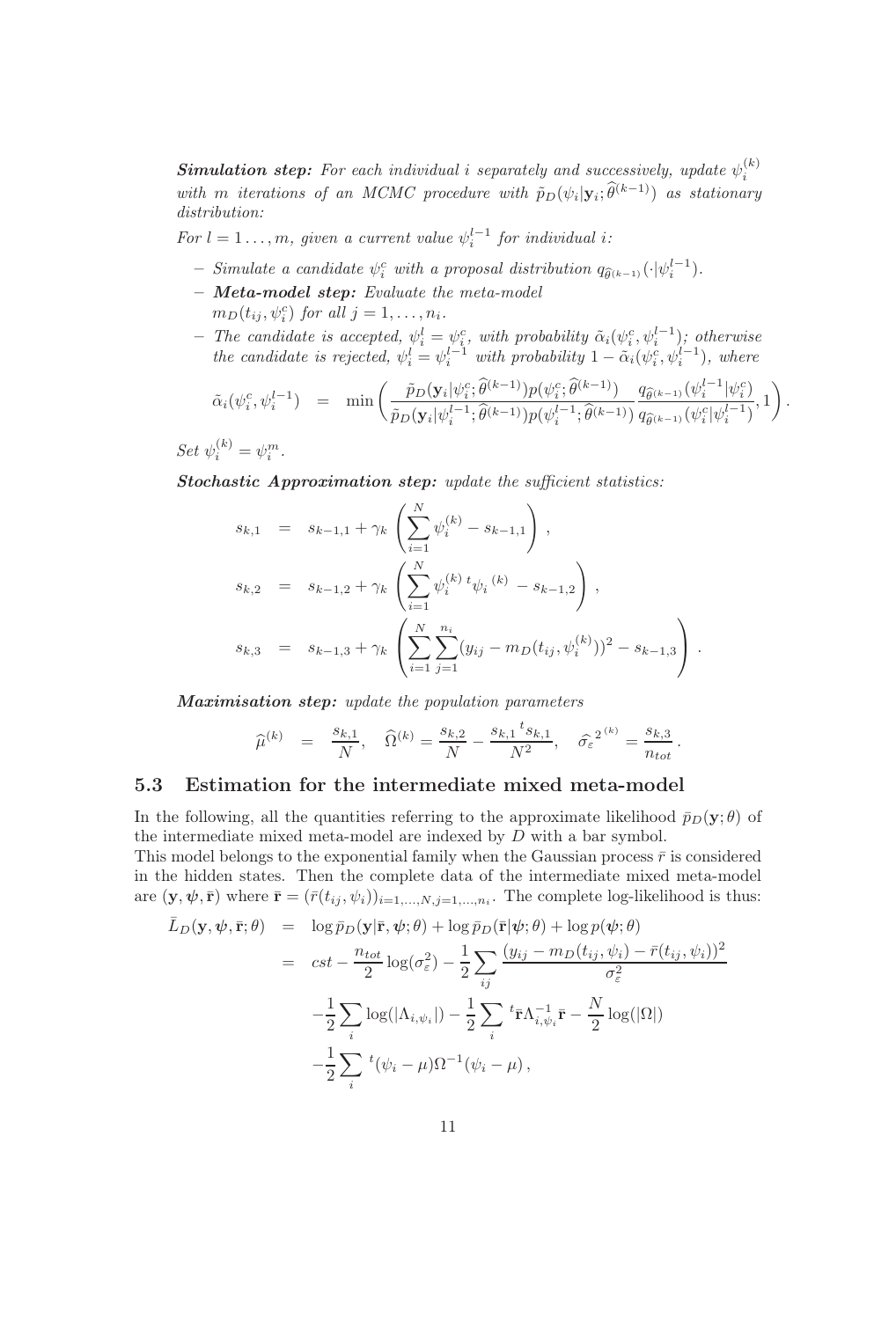***Simulation step:*** *For each individual $i$ separately and successively, update $\psi_i^{(k)}$ with $m$ iterations of an MCMC procedure with $\tilde{p}_D(\psi_i|\mathbf{y}_i;\widehat{\theta}^{(k-1)})$ as stationary distribution:*

*For $l = 1\ldots,m$, given a current value $\psi_i^{l-1}$ for individual $i$:*

- *Simulate a candidate $\psi_i^c$ with a proposal distribution $q_{\widehat{\theta}^{(k-1)}}(\cdot|\psi_i^{l-1})$.*
- ***Meta-model step:*** *Evaluate the meta-model $m_D(t_{ij},\psi_i^c)$ for all $j = 1,\ldots,n_i$.*
- *The candidate is accepted, $\psi_i^l = \psi_i^c$, with probability $\tilde{\alpha}_i(\psi_i^c,\psi_i^{l-1})$; otherwise the candidate is rejected, $\psi_i^l = \psi_i^{l-1}$ with probability $1-\tilde{\alpha}_i(\psi_i^c,\psi_i^{l-1})$, where*

$$\tilde{\alpha}_i(\psi_i^c,\psi_i^{l-1}) \;=\; \min\left(\frac{\tilde{p}_D(\mathbf{y}_i|\psi_i^c;\widehat{\theta}^{(k-1)})p(\psi_i^c;\widehat{\theta}^{(k-1)})}{\tilde{p}_D(\mathbf{y}_i|\psi_i^{l-1};\widehat{\theta}^{(k-1)})p(\psi_i^{l-1};\widehat{\theta}^{(k-1)})}\frac{q_{\widehat{\theta}^{(k-1)}}(\psi_i^{l-1}|\psi_i^c)}{q_{\widehat{\theta}^{(k-1)}}(\psi_i^c|\psi_i^{l-1})},1\right).$$

*Set $\psi_i^{(k)} = \psi_i^m$.*

***Stochastic Approximation step:*** *update the sufficient statistics:*

$$\begin{aligned}
s_{k,1} &= s_{k-1,1} + \gamma_k\left(\sum_{i=1}^N \psi_i^{(k)} - s_{k-1,1}\right),\\
s_{k,2} &= s_{k-1,2} + \gamma_k\left(\sum_{i=1}^N \psi_i^{(k)}\,{}^t\psi_i{}^{(k)} - s_{k-1,2}\right),\\
s_{k,3} &= s_{k-1,3} + \gamma_k\left(\sum_{i=1}^N\sum_{j=1}^{n_i}(y_{ij} - m_D(t_{ij},\psi_i^{(k)}))^2 - s_{k-1,3}\right).
\end{aligned}$$

***Maximisation step:*** *update the population parameters*

$$\widehat{\mu}^{(k)} = \frac{s_{k,1}}{N},\quad \widehat{\Omega}^{(k)} = \frac{s_{k,2}}{N} - \frac{s_{k,1}{}^t s_{k,1}}{N^2},\quad \widehat{\sigma_\varepsilon}^{2\,(k)} = \frac{s_{k,3}}{n_{tot}}.$$

## 5.3 Estimation for the intermediate mixed meta-model

In the following, all the quantities referring to the approximate likelihood $\bar{p}_D(\mathbf{y};\theta)$ of the intermediate mixed meta-model are indexed by $D$ with a bar symbol.

This model belongs to the exponential family when the Gaussian process $\bar{r}$ is considered in the hidden states. Then the complete data of the intermediate mixed meta-model are $(\mathbf{y},\boldsymbol{\psi},\bar{\mathbf{r}})$ where $\bar{\mathbf{r}} = (\bar{r}(t_{ij},\psi_i))_{i=1,\ldots,N,j=1,\ldots,n_i}$. The complete log-likelihood is thus:

$$\begin{aligned}
\bar{L}_D(\mathbf{y},\boldsymbol{\psi},\bar{\mathbf{r}};\theta) &= \log\bar{p}_D(\mathbf{y}|\bar{\mathbf{r}},\boldsymbol{\psi};\theta) + \log\bar{p}_D(\bar{\mathbf{r}}|\boldsymbol{\psi};\theta) + \log p(\boldsymbol{\psi};\theta)\\
&= cst - \frac{n_{tot}}{2}\log(\sigma_\varepsilon^2) - \frac{1}{2}\sum_{ij}\frac{(y_{ij} - m_D(t_{ij},\psi_i) - \bar{r}(t_{ij},\psi_i))^2}{\sigma_\varepsilon^2}\\
&\quad -\frac{1}{2}\sum_i\log(|\Lambda_{i,\psi_i}|) - \frac{1}{2}\sum_i {}^t\bar{\mathbf{r}}\Lambda_{i,\psi_i}^{-1}\bar{\mathbf{r}} - \frac{N}{2}\log(|\Omega|)\\
&\quad -\frac{1}{2}\sum_i {}^t(\psi_i - \mu)\Omega^{-1}(\psi_i - \mu),
\end{aligned}$$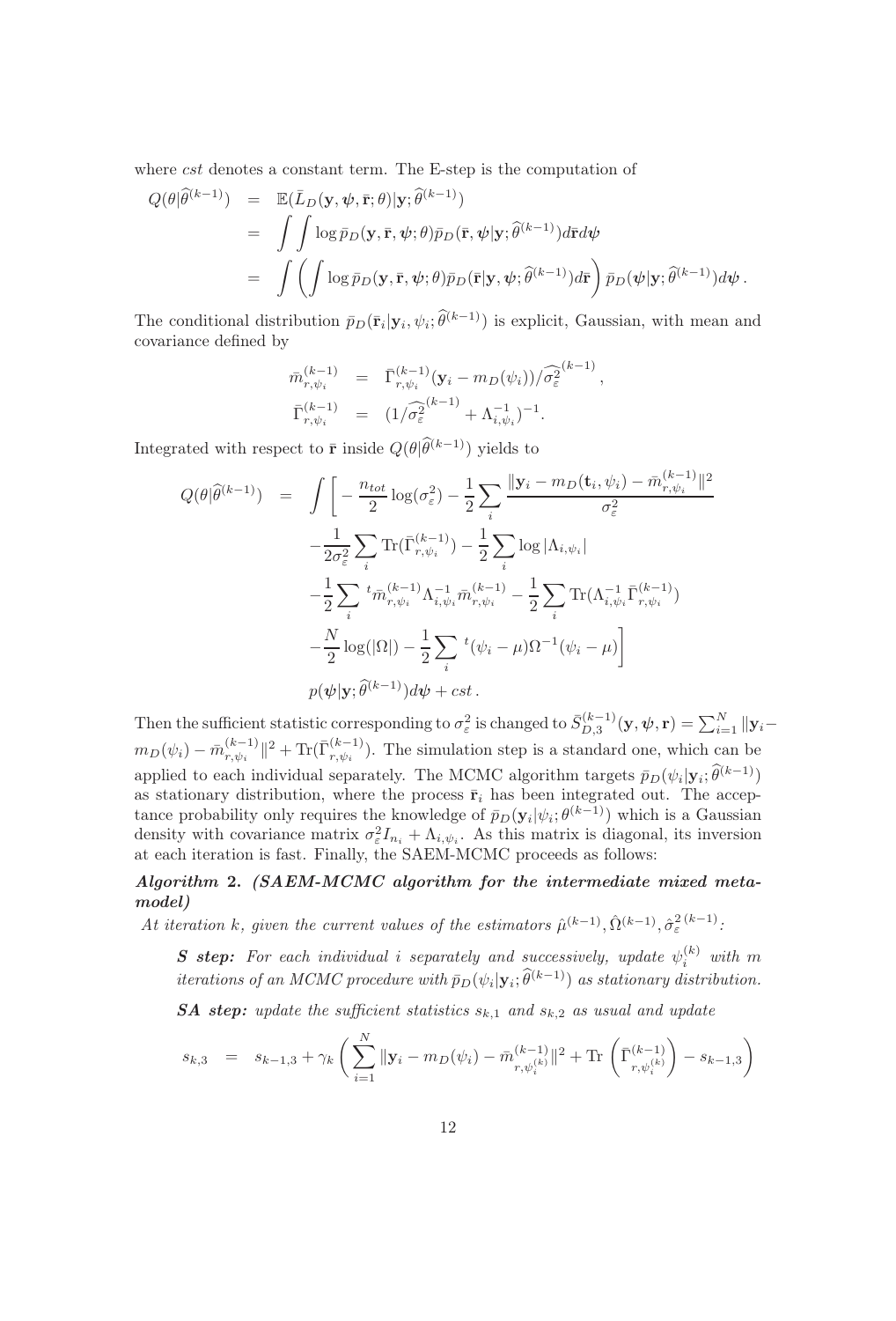where *cst* denotes a constant term. The E-step is the computation of

$$
\begin{aligned}
Q(\theta|\widehat{\theta}^{(k-1)}) &= \mathbb{E}(\bar{L}_D(\mathbf{y}, \boldsymbol{\psi}, \bar{\mathbf{r}}; \theta)|\mathbf{y}; \widehat{\theta}^{(k-1)}) \\
&= \int\int \log \bar{p}_D(\mathbf{y}, \bar{\mathbf{r}}, \boldsymbol{\psi}; \theta) \bar{p}_D(\bar{\mathbf{r}}, \boldsymbol{\psi}|\mathbf{y}; \widehat{\theta}^{(k-1)}) d\bar{\mathbf{r}} d\boldsymbol{\psi} \\
&= \int \left( \int \log \bar{p}_D(\mathbf{y}, \bar{\mathbf{r}}, \boldsymbol{\psi}; \theta) \bar{p}_D(\bar{\mathbf{r}}|\mathbf{y}, \boldsymbol{\psi}; \widehat{\theta}^{(k-1)}) d\bar{\mathbf{r}} \right) \bar{p}_D(\boldsymbol{\psi}|\mathbf{y}; \widehat{\theta}^{(k-1)}) d\boldsymbol{\psi}\,.
\end{aligned}
$$

The conditional distribution $\bar{p}_D(\bar{\mathbf{r}}_i|\mathbf{y}_i, \psi_i; \widehat{\theta}^{(k-1)})$ is explicit, Gaussian, with mean and covariance defined by

$$
\begin{aligned}
\bar{m}_{r,\psi_i}^{(k-1)} &= \bar{\Gamma}_{r,\psi_i}^{(k-1)}(\mathbf{y}_i - m_D(\psi_i))/\widehat{\sigma_\varepsilon^2}^{(k-1)}\,, \\
\bar{\Gamma}_{r,\psi_i}^{(k-1)} &= (1/\widehat{\sigma_\varepsilon^2}^{(k-1)} + \Lambda_{i,\psi_i}^{-1})^{-1}.
\end{aligned}
$$

Integrated with respect to $\bar{\mathbf{r}}$ inside $Q(\theta|\widehat{\theta}^{(k-1)})$ yields to

$$
\begin{aligned}
Q(\theta|\widehat{\theta}^{(k-1)}) = \int \Bigg[ &-\frac{n_{tot}}{2}\log(\sigma_\varepsilon^2) - \frac{1}{2}\sum_i \frac{\|\mathbf{y}_i - m_D(\mathbf{t}_i, \psi_i) - \bar{m}_{r,\psi_i}^{(k-1)}\|^2}{\sigma_\varepsilon^2} \\
&- \frac{1}{2\sigma_\varepsilon^2}\sum_i \mathrm{Tr}(\bar{\Gamma}_{r,\psi_i}^{(k-1)}) - \frac{1}{2}\sum_i \log|\Lambda_{i,\psi_i}| \\
&- \frac{1}{2}\sum_i {}^t\bar{m}_{r,\psi_i}^{(k-1)} \Lambda_{i,\psi_i}^{-1} \bar{m}_{r,\psi_i}^{(k-1)} - \frac{1}{2}\sum_i \mathrm{Tr}(\Lambda_{i,\psi_i}^{-1}\bar{\Gamma}_{r,\psi_i}^{(k-1)}) \\
&- \frac{N}{2}\log(|\Omega|) - \frac{1}{2}\sum_i {}^t(\psi_i - \mu)\Omega^{-1}(\psi_i - \mu) \Bigg] \\
&p(\boldsymbol{\psi}|\mathbf{y}; \widehat{\theta}^{(k-1)}) d\boldsymbol{\psi} + cst\,.
\end{aligned}
$$

Then the sufficient statistic corresponding to $\sigma_\varepsilon^2$ is changed to $\bar{S}_{D,3}^{(k-1)}(\mathbf{y}, \boldsymbol{\psi}, \mathbf{r}) = \sum_{i=1}^N \|\mathbf{y}_i - m_D(\psi_i) - \bar{m}_{r,\psi_i}^{(k-1)}\|^2 + \mathrm{Tr}(\bar{\Gamma}_{r,\psi_i}^{(k-1)})$. The simulation step is a standard one, which can be applied to each individual separately. The MCMC algorithm targets $\bar{p}_D(\psi_i|\mathbf{y}_i; \widehat{\theta}^{(k-1)})$ as stationary distribution, where the process $\bar{\mathbf{r}}_i$ has been integrated out. The acceptance probability only requires the knowledge of $\bar{p}_D(\mathbf{y}_i|\psi_i; \theta^{(k-1)})$ which is a Gaussian density with covariance matrix $\sigma_\varepsilon^2 I_{n_i} + \Lambda_{i,\psi_i}$. As this matrix is diagonal, its inversion at each iteration is fast. Finally, the SAEM-MCMC proceeds as follows:

***Algorithm 2. (SAEM-MCMC algorithm for the intermediate mixed metamodel)***

*At iteration k, given the current values of the estimators $\hat{\mu}^{(k-1)}, \hat{\Omega}^{(k-1)}, \hat{\sigma}_\varepsilon^{2\,(k-1)}$:*

***S step:*** *For each individual i separately and successively, update $\psi_i^{(k)}$ with m iterations of an MCMC procedure with $\bar{p}_D(\psi_i|\mathbf{y}_i; \widehat{\theta}^{(k-1)})$ as stationary distribution.*

***SA step:*** *update the sufficient statistics $s_{k,1}$ and $s_{k,2}$ as usual and update*

$$
s_{k,3} = s_{k-1,3} + \gamma_k \left( \sum_{i=1}^N \|\mathbf{y}_i - m_D(\psi_i) - \bar{m}_{r,\psi_i^{(k)}}^{(k-1)}\|^2 + \mathrm{Tr}\left(\bar{\Gamma}_{r,\psi_i^{(k)}}^{(k-1)}\right) - s_{k-1,3} \right)
$$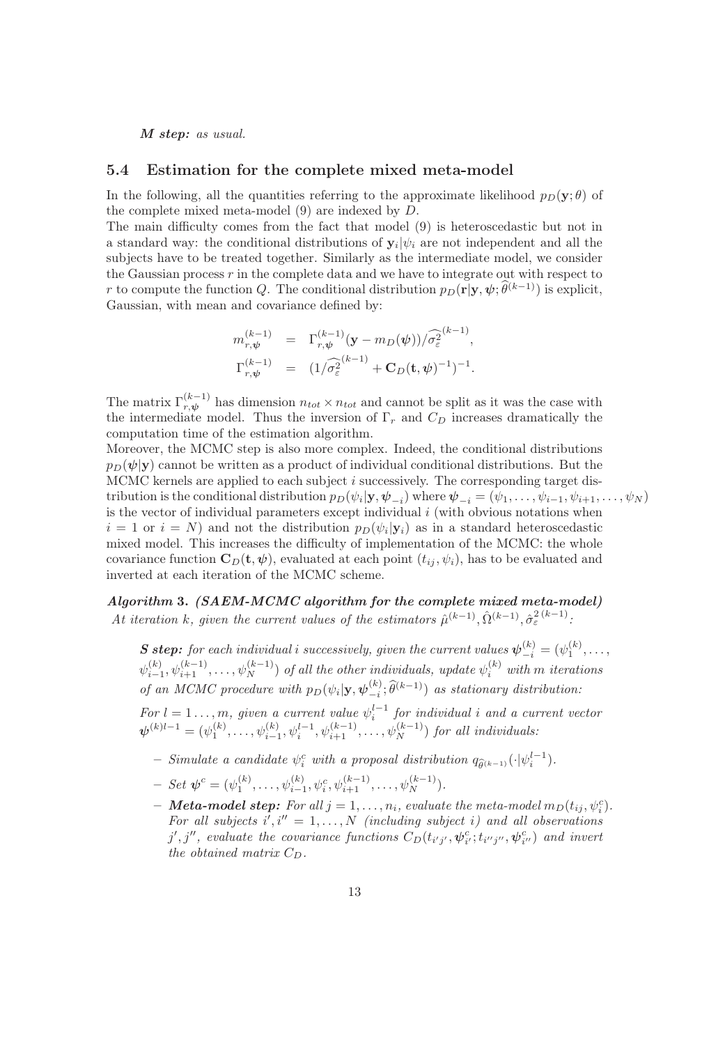***M step:*** *as usual.*

### 5.4 Estimation for the complete mixed meta-model

In the following, all the quantities referring to the approximate likelihood $p_D(\mathbf{y};\theta)$ of the complete mixed meta-model (9) are indexed by $D$.

The main difficulty comes from the fact that model (9) is heteroscedastic but not in a standard way: the conditional distributions of $\mathbf{y}_i|\psi_i$ are not independent and all the subjects have to be treated together. Similarly as the intermediate model, we consider the Gaussian process $r$ in the complete data and we have to integrate out with respect to $r$ to compute the function $Q$. The conditional distribution $p_D(\mathbf{r}|\mathbf{y},\boldsymbol{\psi};\widehat{\theta}^{(k-1)})$ is explicit, Gaussian, with mean and covariance defined by:

$$
\begin{aligned}
m_{r,\boldsymbol{\psi}}^{(k-1)} &= \Gamma_{r,\boldsymbol{\psi}}^{(k-1)}(\mathbf{y}-m_D(\boldsymbol{\psi}))/\widehat{\sigma_\varepsilon^2}^{(k-1)}, \\
\Gamma_{r,\boldsymbol{\psi}}^{(k-1)} &= (1/\widehat{\sigma_\varepsilon^2}^{(k-1)} + \mathbf{C}_D(\mathbf{t},\boldsymbol{\psi})^{-1})^{-1}.
\end{aligned}
$$

The matrix $\Gamma_{r,\boldsymbol{\psi}}^{(k-1)}$ has dimension $n_{tot}\times n_{tot}$ and cannot be split as it was the case with the intermediate model. Thus the inversion of $\Gamma_r$ and $C_D$ increases dramatically the computation time of the estimation algorithm.

Moreover, the MCMC step is also more complex. Indeed, the conditional distributions $p_D(\boldsymbol{\psi}|\mathbf{y})$ cannot be written as a product of individual conditional distributions. But the MCMC kernels are applied to each subject $i$ successively. The corresponding target distribution is the conditional distribution $p_D(\psi_i|\mathbf{y},\boldsymbol{\psi}_{-i})$ where $\boldsymbol{\psi}_{-i}=(\psi_1,\ldots,\psi_{i-1},\psi_{i+1},\ldots,\psi_N)$ is the vector of individual parameters except individual $i$ (with obvious notations when $i=1$ or $i=N$) and not the distribution $p_D(\psi_i|\mathbf{y}_i)$ as in a standard heteroscedastic mixed model. This increases the difficulty of implementation of the MCMC: the whole covariance function $\mathbf{C}_D(\mathbf{t},\boldsymbol{\psi})$, evaluated at each point $(t_{ij},\psi_i)$, has to be evaluated and inverted at each iteration of the MCMC scheme.

***Algorithm 3. (SAEM-MCMC algorithm for the complete mixed meta-model)***
*At iteration $k$, given the current values of the estimators $\hat{\mu}^{(k-1)},\hat{\Omega}^{(k-1)},\hat{\sigma}_\varepsilon^{2\,(k-1)}$:*

> ***S step:*** *for each individual $i$ successively, given the current values $\boldsymbol{\psi}_{-i}^{(k)}=(\psi_1^{(k)},\ldots,\psi_{i-1}^{(k)},\psi_{i+1}^{(k-1)},\ldots,\psi_N^{(k-1)})$ of all the other individuals, update $\psi_i^{(k)}$ with $m$ iterations of an MCMC procedure with $p_D(\psi_i|\mathbf{y},\boldsymbol{\psi}_{-i}^{(k)};\widehat{\theta}^{(k-1)})$ as stationary distribution:*
>
> *For $l=1\ldots,m$, given a current value $\psi_i^{l-1}$ for individual $i$ and a current vector $\boldsymbol{\psi}^{(k)l-1}=(\psi_1^{(k)},\ldots,\psi_{i-1}^{(k)},\psi_i^{l-1},\psi_{i+1}^{(k-1)},\ldots,\psi_N^{(k-1)})$ for all individuals:*
>
> - *Simulate a candidate $\psi_i^c$ with a proposal distribution $q_{\widehat{\theta}^{(k-1)}}(\cdot|\psi_i^{l-1})$.*
> - *Set $\boldsymbol{\psi}^c=(\psi_1^{(k)},\ldots,\psi_{i-1}^{(k)},\psi_i^c,\psi_{i+1}^{(k-1)},\ldots,\psi_N^{(k-1)})$.*
> - ***Meta-model step:*** *For all $j=1,\ldots,n_i$, evaluate the meta-model $m_D(t_{ij},\psi_i^c)$. For all subjects $i',i''=1,\ldots,N$ (including subject $i$) and all observations $j',j''$, evaluate the covariance functions $C_D(t_{i'j'},\boldsymbol{\psi}_{i'}^c;t_{i''j''},\boldsymbol{\psi}_{i''}^c)$ and invert the obtained matrix $C_D$.*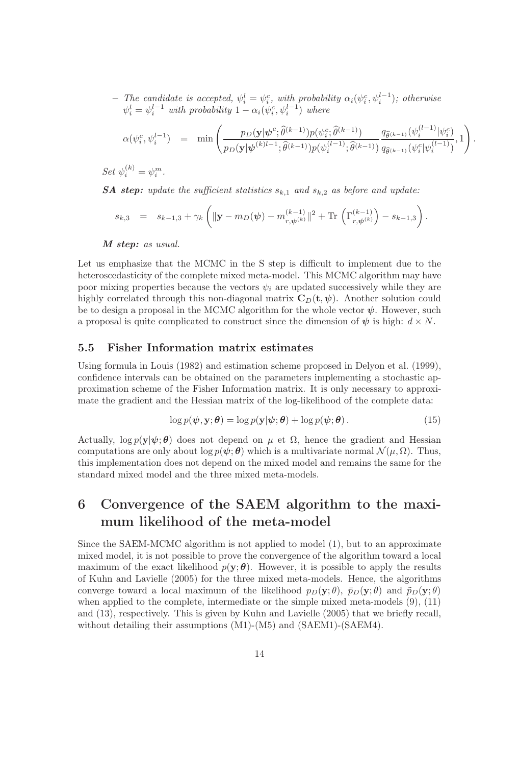– *The candidate is accepted, $\psi_i^l = \psi_i^c$, with probability $\alpha_i(\psi_i^c, \psi_i^{l-1})$; otherwise $\psi_i^l = \psi_i^{l-1}$ with probability $1 - \alpha_i(\psi_i^c, \psi_i^{l-1})$ where*

$$\alpha(\psi_i^c, \psi_i^{l-1}) = \min\left( \frac{p_D(\mathbf{y}|\boldsymbol{\psi}^c; \widehat{\theta}^{(k-1)}) p(\psi_i^c; \widehat{\theta}^{(k-1)})}{p_D(\mathbf{y}|\boldsymbol{\psi}^{(k)l-1}; \widehat{\theta}^{(k-1)}) p(\psi_i^{(l-1)}; \widehat{\theta}^{(k-1)})} \frac{q_{\widehat{\theta}^{(k-1)}}(\psi_i^{(l-1)}|\psi_i^c)}{q_{\widehat{\theta}^{(k-1)}}(\psi_i^c|\psi_i^{(l-1)})}, 1 \right).$$

*Set $\psi_i^{(k)} = \psi_i^m$.*

***SA step:*** *update the sufficient statistics $s_{k,1}$ and $s_{k,2}$ as before and update:*

$$s_{k,3} = s_{k-1,3} + \gamma_k \left( \|\mathbf{y} - m_D(\boldsymbol{\psi}) - m_{r,\boldsymbol{\psi}^{(k)}}^{(k-1)}\|^2 + \mathrm{Tr}\left(\Gamma_{r,\boldsymbol{\psi}^{(k)}}^{(k-1)}\right) - s_{k-1,3} \right).$$

***M step:*** *as usual.*

Let us emphasize that the MCMC in the S step is difficult to implement due to the heteroscedasticity of the complete mixed meta-model. This MCMC algorithm may have poor mixing properties because the vectors $\psi_i$ are updated successively while they are highly correlated through this non-diagonal matrix $\mathbf{C}_D(\mathbf{t}, \boldsymbol{\psi})$. Another solution could be to design a proposal in the MCMC algorithm for the whole vector $\boldsymbol{\psi}$. However, such a proposal is quite complicated to construct since the dimension of $\boldsymbol{\psi}$ is high: $d \times N$.

### 5.5 Fisher Information matrix estimates

Using formula in Louis (1982) and estimation scheme proposed in Delyon et al. (1999), confidence intervals can be obtained on the parameters implementing a stochastic approximation scheme of the Fisher Information matrix. It is only necessary to approximate the gradient and the Hessian matrix of the log-likelihood of the complete data:

$$\log p(\boldsymbol{\psi}, \mathbf{y}; \boldsymbol{\theta}) = \log p(\mathbf{y}|\boldsymbol{\psi}; \boldsymbol{\theta}) + \log p(\boldsymbol{\psi}; \boldsymbol{\theta}). \qquad (15)$$

Actually, $\log p(\mathbf{y}|\boldsymbol{\psi}; \boldsymbol{\theta})$ does not depend on $\mu$ et $\Omega$, hence the gradient and Hessian computations are only about $\log p(\boldsymbol{\psi}; \boldsymbol{\theta})$ which is a multivariate normal $\mathcal{N}(\mu, \Omega)$. Thus, this implementation does not depend on the mixed model and remains the same for the standard mixed model and the three mixed meta-models.

## 6 Convergence of the SAEM algorithm to the maximum likelihood of the meta-model

Since the SAEM-MCMC algorithm is not applied to model (1), but to an approximate mixed model, it is not possible to prove the convergence of the algorithm toward a local maximum of the exact likelihood $p(\mathbf{y}; \boldsymbol{\theta})$. However, it is possible to apply the results of Kuhn and Lavielle (2005) for the three mixed meta-models. Hence, the algorithms converge toward a local maximum of the likelihood $p_D(\mathbf{y}; \theta)$, $\bar{p}_D(\mathbf{y}; \theta)$ and $\tilde{p}_D(\mathbf{y}; \theta)$ when applied to the complete, intermediate or the simple mixed meta-models (9), (11) and (13), respectively. This is given by Kuhn and Lavielle (2005) that we briefly recall, without detailing their assumptions (M1)-(M5) and (SAEM1)-(SAEM4).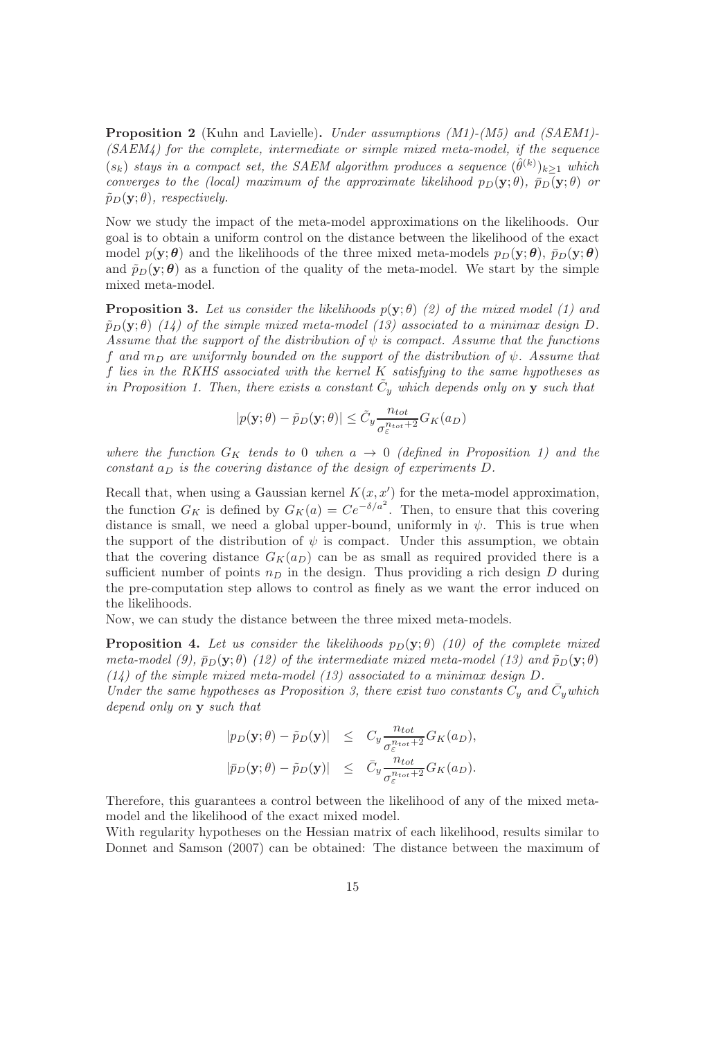**Proposition 2** (Kuhn and Lavielle)**.** *Under assumptions (M1)-(M5) and (SAEM1)-(SAEM4) for the complete, intermediate or simple mixed meta-model, if the sequence $(s_k)$ stays in a compact set, the SAEM algorithm produces a sequence $(\hat{\theta}^{(k)})_{k\geq 1}$ which converges to the (local) maximum of the approximate likelihood $p_D(\mathbf{y};\theta)$, $\bar{p}_D(\mathbf{y};\theta)$ or $\tilde{p}_D(\mathbf{y};\theta)$, respectively.*

Now we study the impact of the meta-model approximations on the likelihoods. Our goal is to obtain a uniform control on the distance between the likelihood of the exact model $p(\mathbf{y};\boldsymbol{\theta})$ and the likelihoods of the three mixed meta-models $p_D(\mathbf{y};\boldsymbol{\theta})$, $\bar{p}_D(\mathbf{y};\boldsymbol{\theta})$ and $\tilde{p}_D(\mathbf{y};\boldsymbol{\theta})$ as a function of the quality of the meta-model. We start by the simple mixed meta-model.

**Proposition 3.** *Let us consider the likelihoods $p(\mathbf{y};\theta)$ (2) of the mixed model (1) and $\tilde{p}_D(\mathbf{y};\theta)$ (14) of the simple mixed meta-model (13) associated to a minimax design $D$. Assume that the support of the distribution of $\psi$ is compact. Assume that the functions $f$ and $m_D$ are uniformly bounded on the support of the distribution of $\psi$. Assume that $f$ lies in the RKHS associated with the kernel $K$ satisfying to the same hypotheses as in Proposition 1. Then, there exists a constant $\tilde{C}_y$ which depends only on $\mathbf{y}$ such that*

$$|p(\mathbf{y};\theta) - \tilde{p}_D(\mathbf{y};\theta)| \leq \tilde{C}_y \frac{n_{tot}}{\sigma_\varepsilon^{n_{tot}+2}} G_K(a_D)$$

*where the function $G_K$ tends to 0 when $a \to 0$ (defined in Proposition 1) and the constant $a_D$ is the covering distance of the design of experiments $D$.*

Recall that, when using a Gaussian kernel $K(x,x')$ for the meta-model approximation, the function $G_K$ is defined by $G_K(a) = Ce^{-\delta/a^2}$. Then, to ensure that this covering distance is small, we need a global upper-bound, uniformly in $\psi$. This is true when the support of the distribution of $\psi$ is compact. Under this assumption, we obtain that the covering distance $G_K(a_D)$ can be as small as required provided there is a sufficient number of points $n_D$ in the design. Thus providing a rich design $D$ during the pre-computation step allows to control as finely as we want the error induced on the likelihoods.
Now, we can study the distance between the three mixed meta-models.

**Proposition 4.** *Let us consider the likelihoods $p_D(\mathbf{y};\theta)$ (10) of the complete mixed meta-model (9), $\bar{p}_D(\mathbf{y};\theta)$ (12) of the intermediate mixed meta-model (13) and $\tilde{p}_D(\mathbf{y};\theta)$ (14) of the simple mixed meta-model (13) associated to a minimax design $D$.*
*Under the same hypotheses as Proposition 3, there exist two constants $C_y$ and $\bar{C}_y$ which depend only on $\mathbf{y}$ such that*

$$\begin{aligned}
|p_D(\mathbf{y};\theta) - \tilde{p}_D(\mathbf{y})| &\leq C_y \frac{n_{tot}}{\sigma_\varepsilon^{n_{tot}+2}} G_K(a_D), \\
|\bar{p}_D(\mathbf{y};\theta) - \tilde{p}_D(\mathbf{y})| &\leq \bar{C}_y \frac{n_{tot}}{\sigma_\varepsilon^{n_{tot}+2}} G_K(a_D).
\end{aligned}$$

Therefore, this guarantees a control between the likelihood of any of the mixed meta-model and the likelihood of the exact mixed model.
With regularity hypotheses on the Hessian matrix of each likelihood, results similar to Donnet and Samson (2007) can be obtained: The distance between the maximum of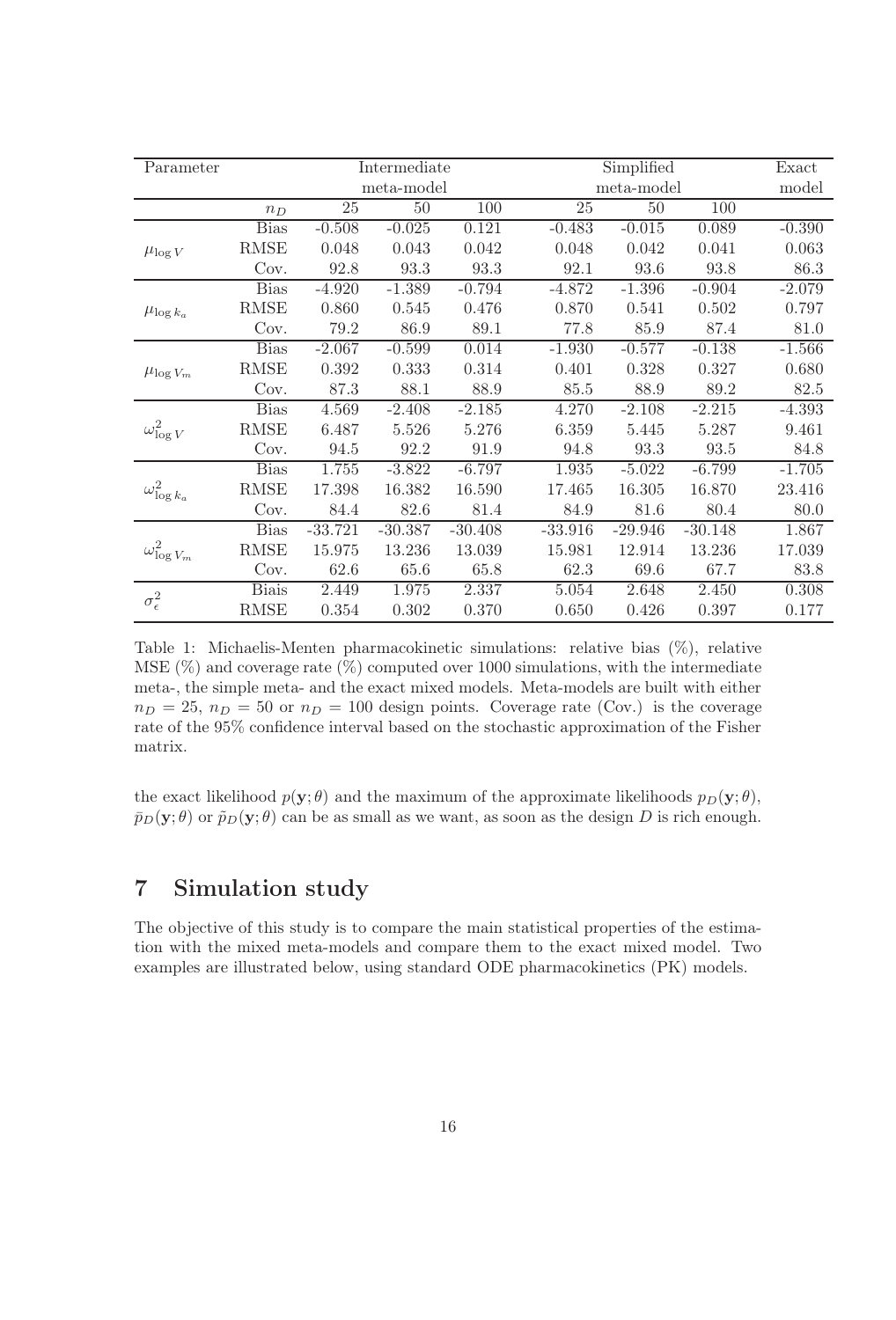| Parameter | | Intermediate | | | Simplified | | | Exact |
|---|---|---|---|---|---|---|---|---|
| | | meta-model | | | meta-model | | | model |
| | $n_D$ | 25 | 50 | 100 | 25 | 50 | 100 | |
| $\mu_{\log V}$ | Bias | -0.508 | -0.025 | 0.121 | -0.483 | -0.015 | 0.089 | -0.390 |
| | RMSE | 0.048 | 0.043 | 0.042 | 0.048 | 0.042 | 0.041 | 0.063 |
| | Cov. | 92.8 | 93.3 | 93.3 | 92.1 | 93.6 | 93.8 | 86.3 |
| $\mu_{\log k_a}$ | Bias | -4.920 | -1.389 | -0.794 | -4.872 | -1.396 | -0.904 | -2.079 |
| | RMSE | 0.860 | 0.545 | 0.476 | 0.870 | 0.541 | 0.502 | 0.797 |
| | Cov. | 79.2 | 86.9 | 89.1 | 77.8 | 85.9 | 87.4 | 81.0 |
| $\mu_{\log V_m}$ | Bias | -2.067 | -0.599 | 0.014 | -1.930 | -0.577 | -0.138 | -1.566 |
| | RMSE | 0.392 | 0.333 | 0.314 | 0.401 | 0.328 | 0.327 | 0.680 |
| | Cov. | 87.3 | 88.1 | 88.9 | 85.5 | 88.9 | 89.2 | 82.5 |
| $\omega^2_{\log V}$ | Bias | 4.569 | -2.408 | -2.185 | 4.270 | -2.108 | -2.215 | -4.393 |
| | RMSE | 6.487 | 5.526 | 5.276 | 6.359 | 5.445 | 5.287 | 9.461 |
| | Cov. | 94.5 | 92.2 | 91.9 | 94.8 | 93.3 | 93.5 | 84.8 |
| $\omega^2_{\log k_a}$ | Bias | 1.755 | -3.822 | -6.797 | 1.935 | -5.022 | -6.799 | -1.705 |
| | RMSE | 17.398 | 16.382 | 16.590 | 17.465 | 16.305 | 16.870 | 23.416 |
| | Cov. | 84.4 | 82.6 | 81.4 | 84.9 | 81.6 | 80.4 | 80.0 |
| $\omega^2_{\log V_m}$ | Bias | -33.721 | -30.387 | -30.408 | -33.916 | -29.946 | -30.148 | 1.867 |
| | RMSE | 15.975 | 13.236 | 13.039 | 15.981 | 12.914 | 13.236 | 17.039 |
| | Cov. | 62.6 | 65.6 | 65.8 | 62.3 | 69.6 | 67.7 | 83.8 |
| $\sigma^2_\epsilon$ | Biais | 2.449 | 1.975 | 2.337 | 5.054 | 2.648 | 2.450 | 0.308 |
| | RMSE | 0.354 | 0.302 | 0.370 | 0.650 | 0.426 | 0.397 | 0.177 |

Table 1: Michaelis-Menten pharmacokinetic simulations: relative bias (%), relative MSE (%) and coverage rate (%) computed over 1000 simulations, with the intermediate meta-, the simple meta- and the exact mixed models. Meta-models are built with either $n_D = 25$, $n_D = 50$ or $n_D = 100$ design points. Coverage rate (Cov.) is the coverage rate of the 95% confidence interval based on the stochastic approximation of the Fisher matrix.

the exact likelihood $p(\mathbf{y};\theta)$ and the maximum of the approximate likelihoods $p_D(\mathbf{y};\theta)$, $\bar{p}_D(\mathbf{y};\theta)$ or $\tilde{p}_D(\mathbf{y};\theta)$ can be as small as we want, as soon as the design $D$ is rich enough.

# 7 Simulation study

The objective of this study is to compare the main statistical properties of the estimation with the mixed meta-models and compare them to the exact mixed model. Two examples are illustrated below, using standard ODE pharmacokinetics (PK) models.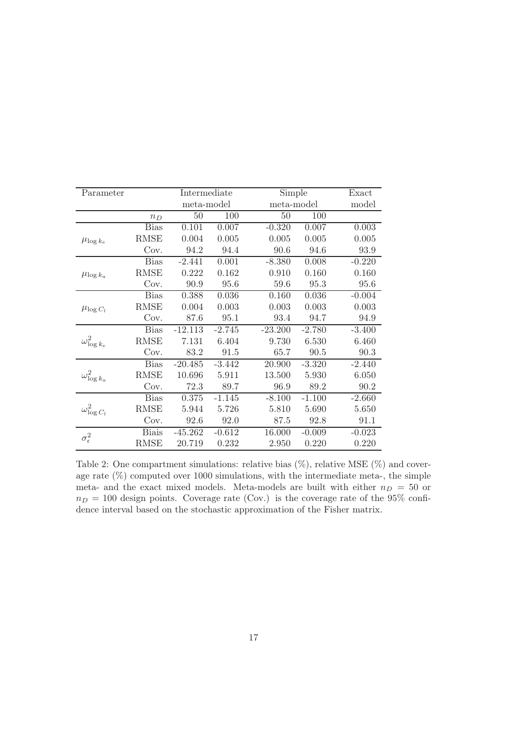| Parameter | | Intermediate meta-model | | Simple meta-model | | Exact model |
|---|---|---|---|---|---|---|
| | $n_D$ | 50 | 100 | 50 | 100 | |
| $\mu_{\log k_e}$ | Bias | 0.101 | 0.007 | -0.320 | 0.007 | 0.003 |
| | RMSE | 0.004 | 0.005 | 0.005 | 0.005 | 0.005 |
| | Cov. | 94.2 | 94.4 | 90.6 | 94.6 | 93.9 |
| $\mu_{\log k_a}$ | Bias | -2.441 | 0.001 | -8.380 | 0.008 | -0.220 |
| | RMSE | 0.222 | 0.162 | 0.910 | 0.160 | 0.160 |
| | Cov. | 90.9 | 95.6 | 59.6 | 95.3 | 95.6 |
| $\mu_{\log C_l}$ | Bias | 0.388 | 0.036 | 0.160 | 0.036 | -0.004 |
| | RMSE | 0.004 | 0.003 | 0.003 | 0.003 | 0.003 |
| | Cov. | 87.6 | 95.1 | 93.4 | 94.7 | 94.9 |
| $\omega^2_{\log k_e}$ | Bias | -12.113 | -2.745 | -23.200 | -2.780 | -3.400 |
| | RMSE | 7.131 | 6.404 | 9.730 | 6.530 | 6.460 |
| | Cov. | 83.2 | 91.5 | 65.7 | 90.5 | 90.3 |
| $\omega^2_{\log k_a}$ | Bias | -20.485 | -3.442 | 20.900 | -3.320 | -2.440 |
| | RMSE | 10.696 | 5.911 | 13.500 | 5.930 | 6.050 |
| | Cov. | 72.3 | 89.7 | 96.9 | 89.2 | 90.2 |
| $\omega^2_{\log C_l}$ | Bias | 0.375 | -1.145 | -8.100 | -1.100 | -2.660 |
| | RMSE | 5.944 | 5.726 | 5.810 | 5.690 | 5.650 |
| | Cov. | 92.6 | 92.0 | 87.5 | 92.8 | 91.1 |
| $\sigma^2_\epsilon$ | Biais | -45.262 | -0.612 | 16.000 | -0.009 | -0.023 |
| | RMSE | 20.719 | 0.232 | 2.950 | 0.220 | 0.220 |

Table 2: One compartment simulations: relative bias (%), relative MSE (%) and coverage rate (%) computed over 1000 simulations, with the intermediate meta-, the simple meta- and the exact mixed models. Meta-models are built with either $n_D = 50$ or $n_D = 100$ design points. Coverage rate (Cov.) is the coverage rate of the 95% confidence interval based on the stochastic approximation of the Fisher matrix.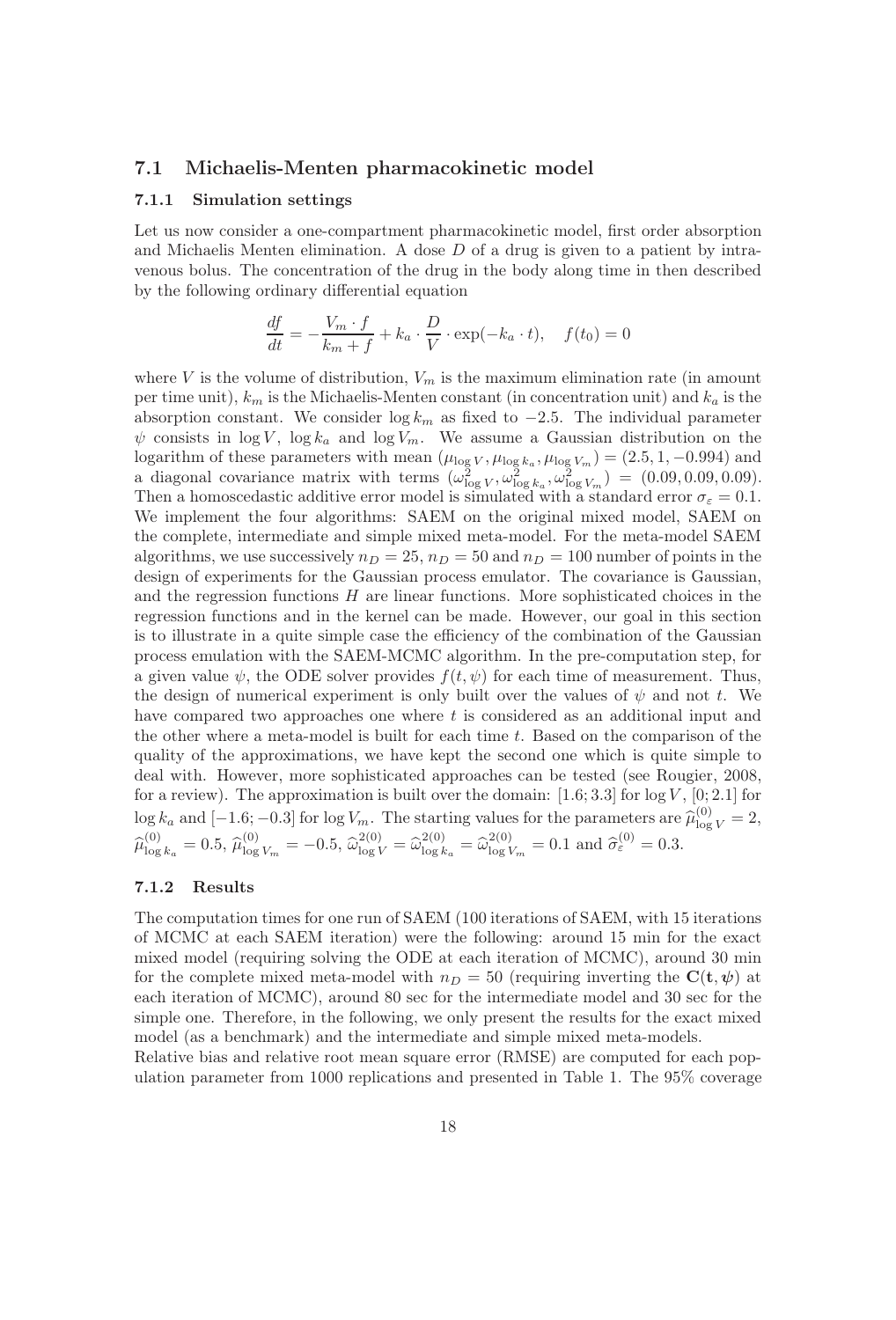### 7.1 Michaelis-Menten pharmacokinetic model

#### 7.1.1 Simulation settings

Let us now consider a one-compartment pharmacokinetic model, first order absorption and Michaelis Menten elimination. A dose $D$ of a drug is given to a patient by intravenous bolus. The concentration of the drug in the body along time in then described by the following ordinary differential equation

$$\frac{df}{dt} = -\frac{V_m \cdot f}{k_m + f} + k_a \cdot \frac{D}{V} \cdot \exp(-k_a \cdot t), \quad f(t_0) = 0$$

where $V$ is the volume of distribution, $V_m$ is the maximum elimination rate (in amount per time unit), $k_m$ is the Michaelis-Menten constant (in concentration unit) and $k_a$ is the absorption constant. We consider $\log k_m$ as fixed to $-2.5$. The individual parameter $\psi$ consists in $\log V$, $\log k_a$ and $\log V_m$. We assume a Gaussian distribution on the logarithm of these parameters with mean $(\mu_{\log V}, \mu_{\log k_a}, \mu_{\log V_m}) = (2.5, 1, -0.994)$ and a diagonal covariance matrix with terms $(\omega^2_{\log V}, \omega^2_{\log k_a}, \omega^2_{\log V_m}) = (0.09, 0.09, 0.09)$. Then a homoscedastic additive error model is simulated with a standard error $\sigma_\varepsilon = 0.1$. We implement the four algorithms: SAEM on the original mixed model, SAEM on the complete, intermediate and simple mixed meta-model. For the meta-model SAEM algorithms, we use successively $n_D = 25$, $n_D = 50$ and $n_D = 100$ number of points in the design of experiments for the Gaussian process emulator. The covariance is Gaussian, and the regression functions $H$ are linear functions. More sophisticated choices in the regression functions and in the kernel can be made. However, our goal in this section is to illustrate in a quite simple case the efficiency of the combination of the Gaussian process emulation with the SAEM-MCMC algorithm. In the pre-computation step, for a given value $\psi$, the ODE solver provides $f(t, \psi)$ for each time of measurement. Thus, the design of numerical experiment is only built over the values of $\psi$ and not $t$. We have compared two approaches one where $t$ is considered as an additional input and the other where a meta-model is built for each time $t$. Based on the comparison of the quality of the approximations, we have kept the second one which is quite simple to deal with. However, more sophisticated approaches can be tested (see Rougier, 2008, for a review). The approximation is built over the domain: $[1.6; 3.3]$ for $\log V$, $[0; 2.1]$ for $\log k_a$ and $[-1.6; -0.3]$ for $\log V_m$. The starting values for the parameters are $\widehat{\mu}^{(0)}_{\log V} = 2$, $\widehat{\mu}^{(0)}_{\log k_a} = 0.5$, $\widehat{\mu}^{(0)}_{\log V_m} = -0.5$, $\widehat{\omega}^{2(0)}_{\log V} = \widehat{\omega}^{2(0)}_{\log k_a} = \widehat{\omega}^{2(0)}_{\log V_m} = 0.1$ and $\widehat{\sigma}^{(0)}_\varepsilon = 0.3$.

#### 7.1.2 Results

The computation times for one run of SAEM (100 iterations of SAEM, with 15 iterations of MCMC at each SAEM iteration) were the following: around 15 min for the exact mixed model (requiring solving the ODE at each iteration of MCMC), around 30 min for the complete mixed meta-model with $n_D = 50$ (requiring inverting the $\mathbf{C}(\mathbf{t}, \boldsymbol{\psi})$ at each iteration of MCMC), around 80 sec for the intermediate model and 30 sec for the simple one. Therefore, in the following, we only present the results for the exact mixed model (as a benchmark) and the intermediate and simple mixed meta-models.

Relative bias and relative root mean square error (RMSE) are computed for each population parameter from 1000 replications and presented in Table 1. The 95% coverage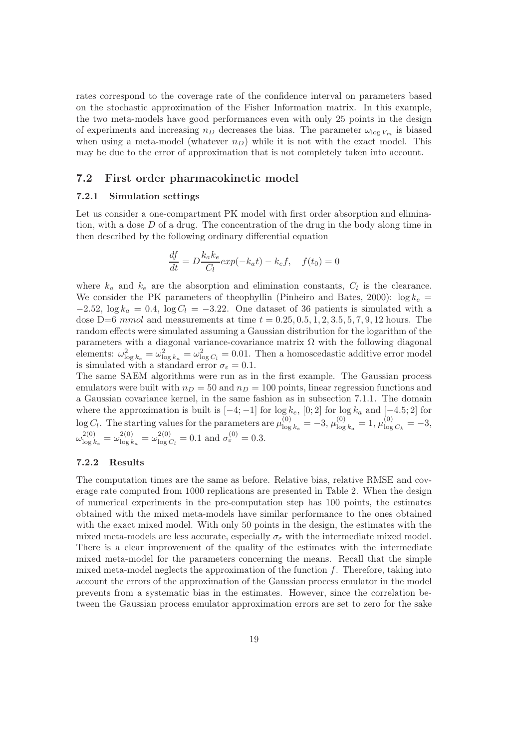rates correspond to the coverage rate of the confidence interval on parameters based on the stochastic approximation of the Fisher Information matrix. In this example, the two meta-models have good performances even with only 25 points in the design of experiments and increasing $n_D$ decreases the bias. The parameter $\omega_{\log V_m}$ is biased when using a meta-model (whatever $n_D$) while it is not with the exact model. This may be due to the error of approximation that is not completely taken into account.

## 7.2 First order pharmacokinetic model

### 7.2.1 Simulation settings

Let us consider a one-compartment PK model with first order absorption and elimination, with a dose $D$ of a drug. The concentration of the drug in the body along time in then described by the following ordinary differential equation

$$\frac{df}{dt} = D\frac{k_a k_e}{C_l}exp(-k_a t) - k_e f, \quad f(t_0) = 0$$

where $k_a$ and $k_e$ are the absorption and elimination constants, $C_l$ is the clearance. We consider the PK parameters of theophyllin (Pinheiro and Bates, 2000): $\log k_e = -2.52$, $\log k_a = 0.4$, $\log C_l = -3.22$. One dataset of 36 patients is simulated with a dose D=6 $mmol$ and measurements at time $t = 0.25, 0.5, 1, 2, 3.5, 5, 7, 9, 12$ hours. The random effects were simulated assuming a Gaussian distribution for the logarithm of the parameters with a diagonal variance-covariance matrix $\Omega$ with the following diagonal elements: $\omega^2_{\log k_e} = \omega^2_{\log k_a} = \omega^2_{\log C_l} = 0.01$. Then a homoscedastic additive error model is simulated with a standard error $\sigma_\varepsilon = 0.1$.

The same SAEM algorithms were run as in the first example. The Gaussian process emulators were built with $n_D = 50$ and $n_D = 100$ points, linear regression functions and a Gaussian covariance kernel, in the same fashion as in subsection 7.1.1. The domain where the approximation is built is $[-4; -1]$ for $\log k_e$, $[0; 2]$ for $\log k_a$ and $[-4.5; 2]$ for $\log C_l$. The starting values for the parameters are $\mu^{(0)}_{\log k_e} = -3$, $\mu^{(0)}_{\log k_a} = 1$, $\mu^{(0)}_{\log C_k} = -3$, $\omega^{2(0)}_{\log k_e} = \omega^{2(0)}_{\log k_a} = \omega^{2(0)}_{\log C_l} = 0.1$ and $\sigma^{(0)}_\varepsilon = 0.3$.

### 7.2.2 Results

The computation times are the same as before. Relative bias, relative RMSE and coverage rate computed from 1000 replications are presented in Table 2. When the design of numerical experiments in the pre-computation step has 100 points, the estimates obtained with the mixed meta-models have similar performance to the ones obtained with the exact mixed model. With only 50 points in the design, the estimates with the mixed meta-models are less accurate, especially $\sigma_\varepsilon$ with the intermediate mixed model. There is a clear improvement of the quality of the estimates with the intermediate mixed meta-model for the parameters concerning the means. Recall that the simple mixed meta-model neglects the approximation of the function $f$. Therefore, taking into account the errors of the approximation of the Gaussian process emulator in the model prevents from a systematic bias in the estimates. However, since the correlation between the Gaussian process emulator approximation errors are set to zero for the sake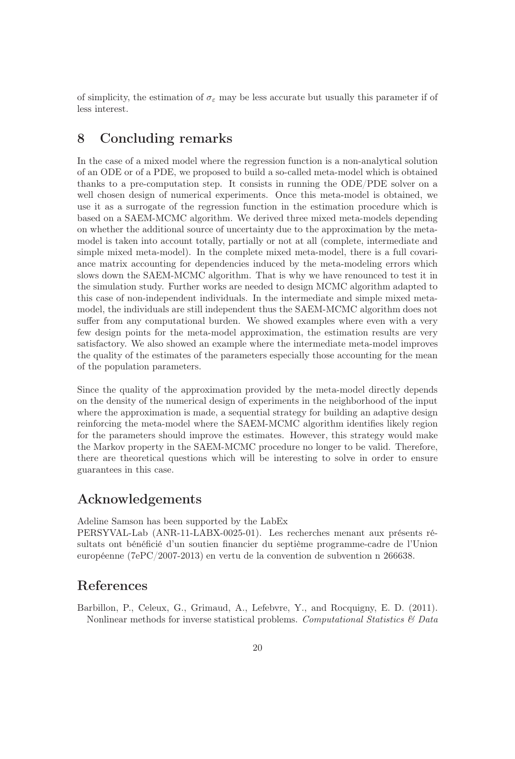of simplicity, the estimation of $\sigma_\varepsilon$ may be less accurate but usually this parameter if of less interest.

## 8 Concluding remarks

In the case of a mixed model where the regression function is a non-analytical solution of an ODE or of a PDE, we proposed to build a so-called meta-model which is obtained thanks to a pre-computation step. It consists in running the ODE/PDE solver on a well chosen design of numerical experiments. Once this meta-model is obtained, we use it as a surrogate of the regression function in the estimation procedure which is based on a SAEM-MCMC algorithm. We derived three mixed meta-models depending on whether the additional source of uncertainty due to the approximation by the meta-model is taken into account totally, partially or not at all (complete, intermediate and simple mixed meta-model). In the complete mixed meta-model, there is a full covariance matrix accounting for dependencies induced by the meta-modeling errors which slows down the SAEM-MCMC algorithm. That is why we have renounced to test it in the simulation study. Further works are needed to design MCMC algorithm adapted to this case of non-independent individuals. In the intermediate and simple mixed meta-model, the individuals are still independent thus the SAEM-MCMC algorithm does not suffer from any computational burden. We showed examples where even with a very few design points for the meta-model approximation, the estimation results are very satisfactory. We also showed an example where the intermediate meta-model improves the quality of the estimates of the parameters especially those accounting for the mean of the population parameters.

Since the quality of the approximation provided by the meta-model directly depends on the density of the numerical design of experiments in the neighborhood of the input where the approximation is made, a sequential strategy for building an adaptive design reinforcing the meta-model where the SAEM-MCMC algorithm identifies likely region for the parameters should improve the estimates. However, this strategy would make the Markov property in the SAEM-MCMC procedure no longer to be valid. Therefore, there are theoretical questions which will be interesting to solve in order to ensure guarantees in this case.

## Acknowledgements

Adeline Samson has been supported by the LabEx
PERSYVAL-Lab (ANR-11-LABX-0025-01). Les recherches menant aux présents résultats ont bénéficié d'un soutien financier du septième programme-cadre de l'Union européenne (7ePC/2007-2013) en vertu de la convention de subvention n 266638.

## References

Barbillon, P., Celeux, G., Grimaud, A., Lefebvre, Y., and Rocquigny, E. D. (2011). Nonlinear methods for inverse statistical problems. *Computational Statistics & Data*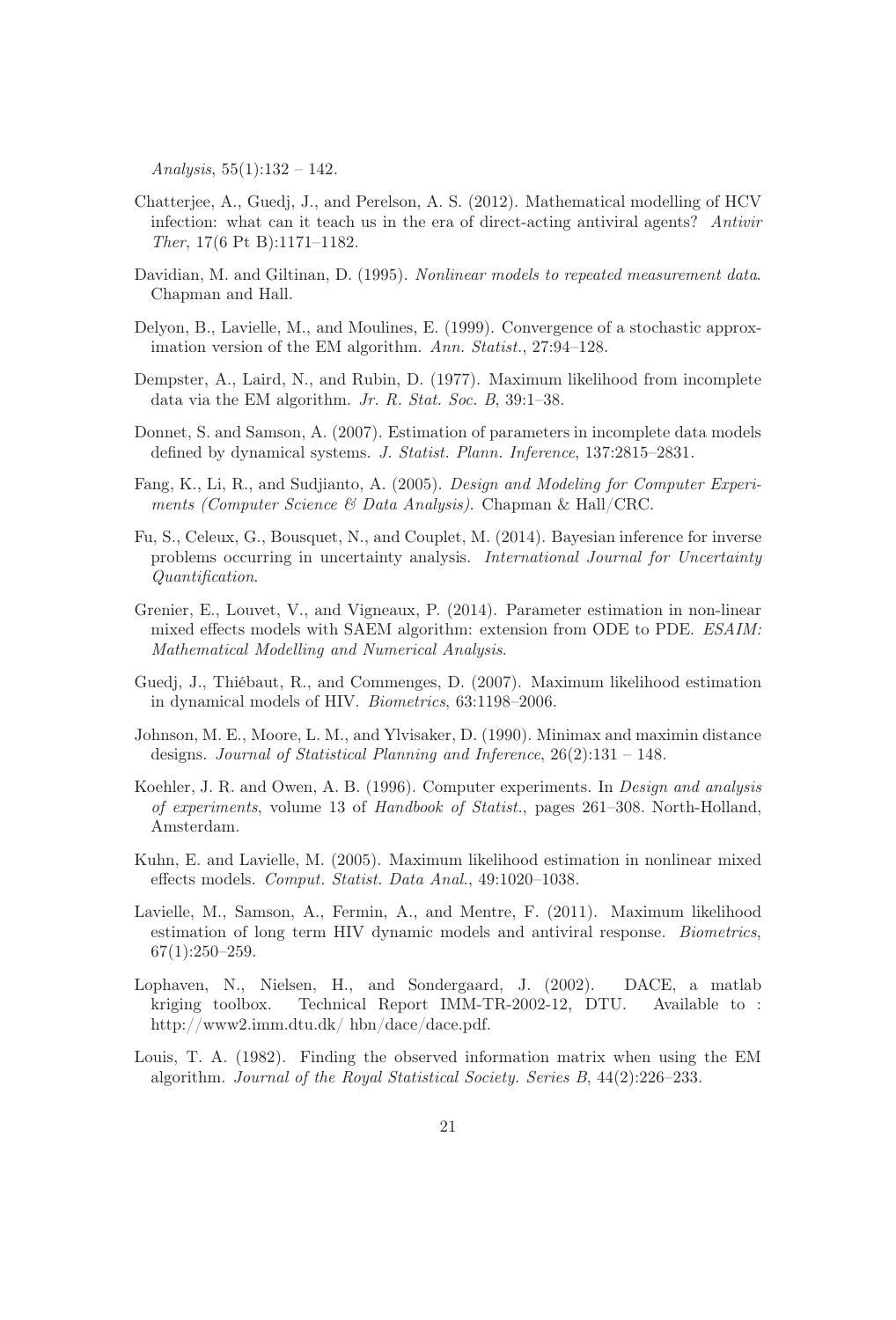*Analysis*, 55(1):132 – 142.

Chatterjee, A., Guedj, J., and Perelson, A. S. (2012). Mathematical modelling of HCV infection: what can it teach us in the era of direct-acting antiviral agents? *Antivir Ther*, 17(6 Pt B):1171–1182.

Davidian, M. and Giltinan, D. (1995). *Nonlinear models to repeated measurement data*. Chapman and Hall.

Delyon, B., Lavielle, M., and Moulines, E. (1999). Convergence of a stochastic approximation version of the EM algorithm. *Ann. Statist.*, 27:94–128.

Dempster, A., Laird, N., and Rubin, D. (1977). Maximum likelihood from incomplete data via the EM algorithm. *Jr. R. Stat. Soc. B*, 39:1–38.

Donnet, S. and Samson, A. (2007). Estimation of parameters in incomplete data models defined by dynamical systems. *J. Statist. Plann. Inference*, 137:2815–2831.

Fang, K., Li, R., and Sudjianto, A. (2005). *Design and Modeling for Computer Experiments (Computer Science & Data Analysis)*. Chapman & Hall/CRC.

Fu, S., Celeux, G., Bousquet, N., and Couplet, M. (2014). Bayesian inference for inverse problems occurring in uncertainty analysis. *International Journal for Uncertainty Quantification*.

Grenier, E., Louvet, V., and Vigneaux, P. (2014). Parameter estimation in non-linear mixed effects models with SAEM algorithm: extension from ODE to PDE. *ESAIM: Mathematical Modelling and Numerical Analysis*.

Guedj, J., Thiébaut, R., and Commenges, D. (2007). Maximum likelihood estimation in dynamical models of HIV. *Biometrics*, 63:1198–2006.

Johnson, M. E., Moore, L. M., and Ylvisaker, D. (1990). Minimax and maximin distance designs. *Journal of Statistical Planning and Inference*, 26(2):131 – 148.

Koehler, J. R. and Owen, A. B. (1996). Computer experiments. In *Design and analysis of experiments*, volume 13 of *Handbook of Statist.*, pages 261–308. North-Holland, Amsterdam.

Kuhn, E. and Lavielle, M. (2005). Maximum likelihood estimation in nonlinear mixed effects models. *Comput. Statist. Data Anal.*, 49:1020–1038.

Lavielle, M., Samson, A., Fermin, A., and Mentre, F. (2011). Maximum likelihood estimation of long term HIV dynamic models and antiviral response. *Biometrics*, 67(1):250–259.

Lophaven, N., Nielsen, H., and Sondergaard, J. (2002). DACE, a matlab kriging toolbox. Technical Report IMM-TR-2002-12, DTU. Available to : http://www2.imm.dtu.dk/ hbn/dace/dace.pdf.

Louis, T. A. (1982). Finding the observed information matrix when using the EM algorithm. *Journal of the Royal Statistical Society. Series B*, 44(2):226–233.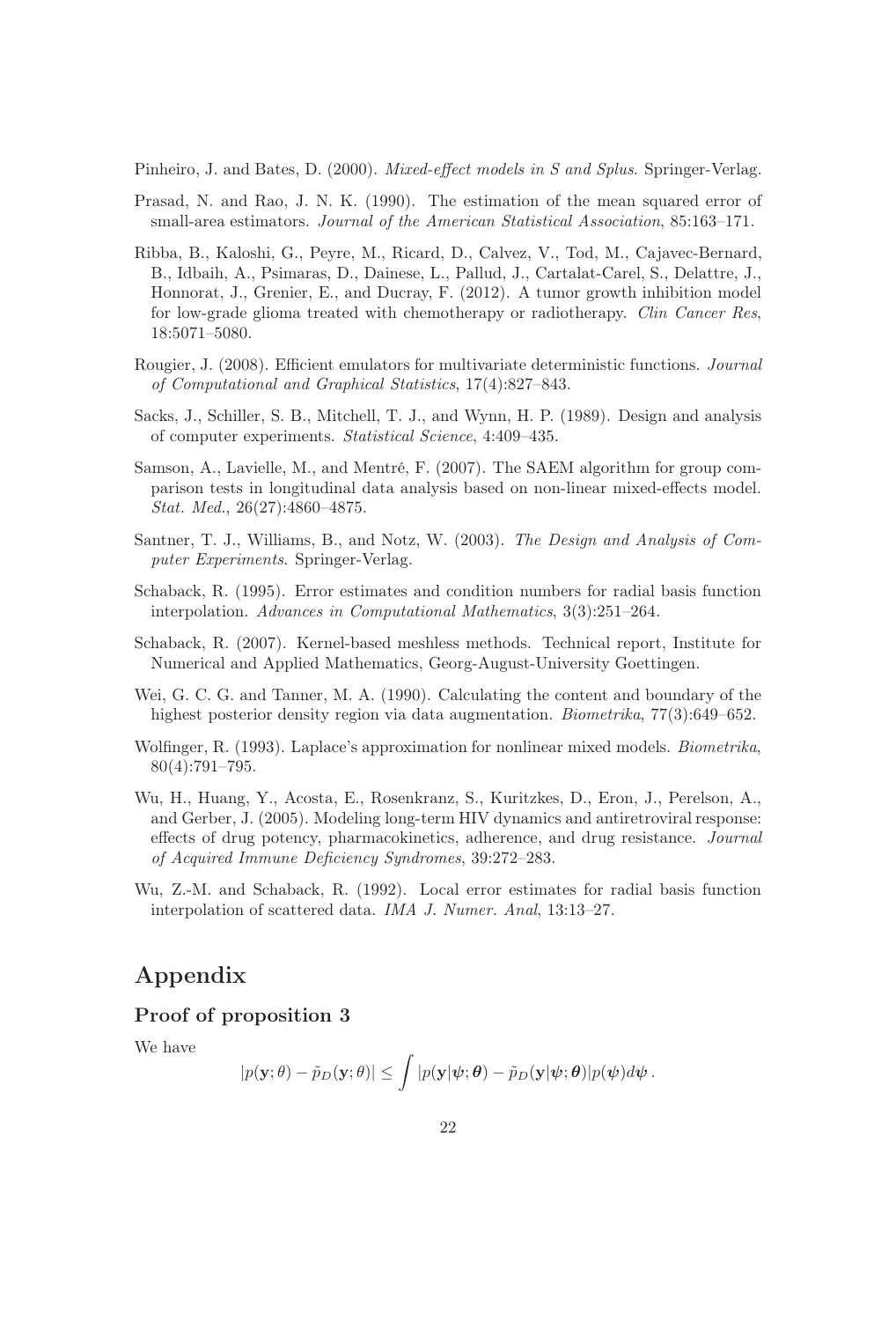Pinheiro, J. and Bates, D. (2000). *Mixed-effect models in S and Splus*. Springer-Verlag.

Prasad, N. and Rao, J. N. K. (1990). The estimation of the mean squared error of small-area estimators. *Journal of the American Statistical Association*, 85:163–171.

Ribba, B., Kaloshi, G., Peyre, M., Ricard, D., Calvez, V., Tod, M., Cajavec-Bernard, B., Idbaih, A., Psimaras, D., Dainese, L., Pallud, J., Cartalat-Carel, S., Delattre, J., Honnorat, J., Grenier, E., and Ducray, F. (2012). A tumor growth inhibition model for low-grade glioma treated with chemotherapy or radiotherapy. *Clin Cancer Res*, 18:5071–5080.

Rougier, J. (2008). Efficient emulators for multivariate deterministic functions. *Journal of Computational and Graphical Statistics*, 17(4):827–843.

Sacks, J., Schiller, S. B., Mitchell, T. J., and Wynn, H. P. (1989). Design and analysis of computer experiments. *Statistical Science*, 4:409–435.

Samson, A., Lavielle, M., and Mentré, F. (2007). The SAEM algorithm for group comparison tests in longitudinal data analysis based on non-linear mixed-effects model. *Stat. Med.*, 26(27):4860–4875.

Santner, T. J., Williams, B., and Notz, W. (2003). *The Design and Analysis of Computer Experiments*. Springer-Verlag.

Schaback, R. (1995). Error estimates and condition numbers for radial basis function interpolation. *Advances in Computational Mathematics*, 3(3):251–264.

Schaback, R. (2007). Kernel-based meshless methods. Technical report, Institute for Numerical and Applied Mathematics, Georg-August-University Goettingen.

Wei, G. C. G. and Tanner, M. A. (1990). Calculating the content and boundary of the highest posterior density region via data augmentation. *Biometrika*, 77(3):649–652.

Wolfinger, R. (1993). Laplace's approximation for nonlinear mixed models. *Biometrika*, 80(4):791–795.

Wu, H., Huang, Y., Acosta, E., Rosenkranz, S., Kuritzkes, D., Eron, J., Perelson, A., and Gerber, J. (2005). Modeling long-term HIV dynamics and antiretroviral response: effects of drug potency, pharmacokinetics, adherence, and drug resistance. *Journal of Acquired Immune Deficiency Syndromes*, 39:272–283.

Wu, Z.-M. and Schaback, R. (1992). Local error estimates for radial basis function interpolation of scattered data. *IMA J. Numer. Anal*, 13:13–27.

# Appendix

## Proof of proposition 3

We have

$$|p(\mathbf{y};\theta) - \tilde{p}_D(\mathbf{y};\theta)| \leq \int |p(\mathbf{y}|\boldsymbol{\psi};\boldsymbol{\theta}) - \tilde{p}_D(\mathbf{y}|\boldsymbol{\psi};\boldsymbol{\theta})| p(\boldsymbol{\psi}) d\boldsymbol{\psi}\,.$$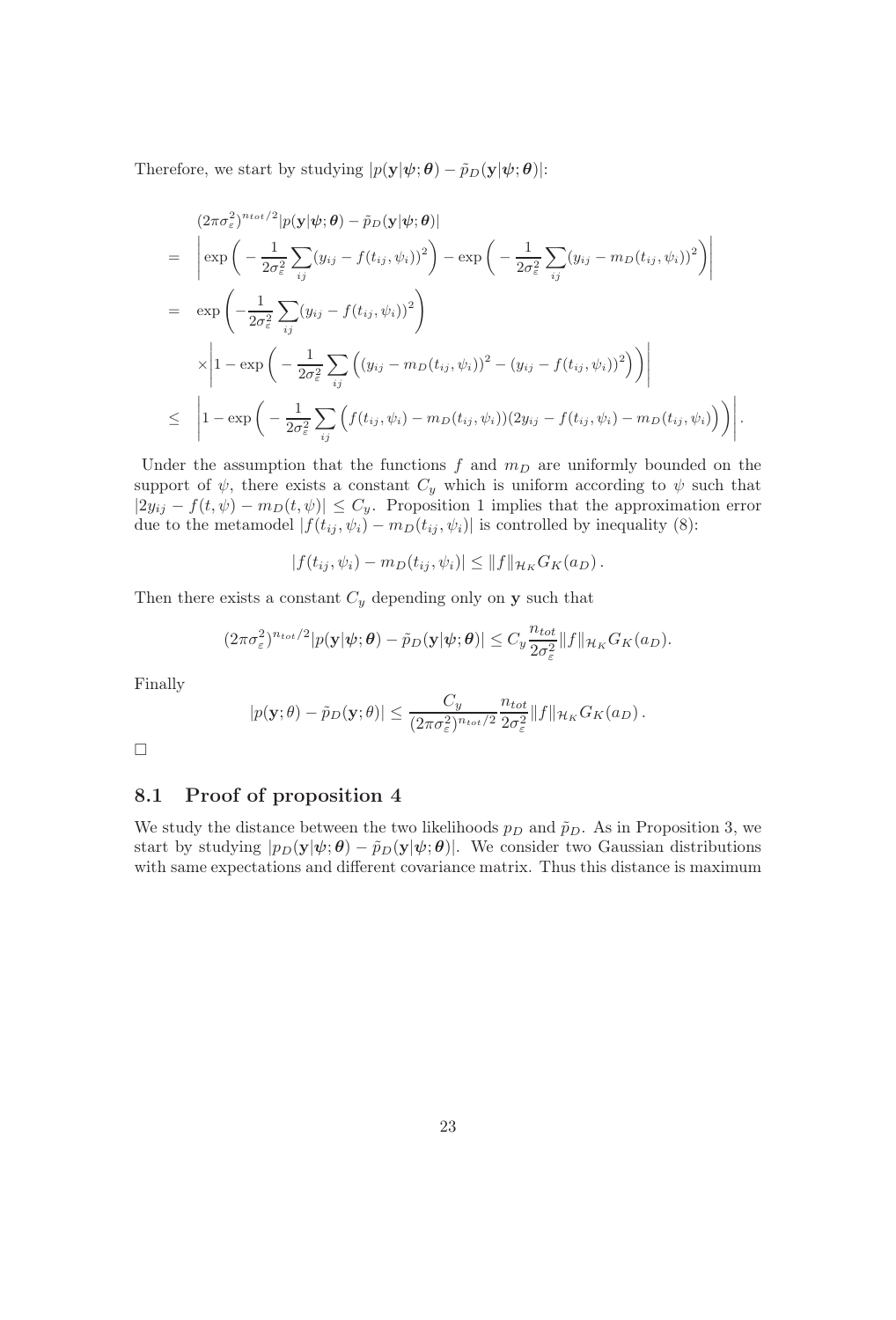Therefore, we start by studying $|p(\mathbf{y}|\boldsymbol{\psi};\boldsymbol{\theta}) - \tilde{p}_D(\mathbf{y}|\boldsymbol{\psi};\boldsymbol{\theta})|$:

$$
\begin{aligned}
& (2\pi\sigma_\varepsilon^2)^{n_{tot}/2}|p(\mathbf{y}|\boldsymbol{\psi};\boldsymbol{\theta}) - \tilde{p}_D(\mathbf{y}|\boldsymbol{\psi};\boldsymbol{\theta})| \\
= & \left| \exp\bigg( -\frac{1}{2\sigma_\varepsilon^2}\sum_{ij}(y_{ij} - f(t_{ij},\psi_i))^2\bigg) - \exp\bigg( -\frac{1}{2\sigma_\varepsilon^2}\sum_{ij}(y_{ij} - m_D(t_{ij},\psi_i))^2\bigg) \right| \\
= & \exp\left( -\frac{1}{2\sigma_\varepsilon^2}\sum_{ij}(y_{ij} - f(t_{ij},\psi_i))^2 \right) \\
& \times \left| 1 - \exp\bigg( -\frac{1}{2\sigma_\varepsilon^2}\sum_{ij}\Big( (y_{ij} - m_D(t_{ij},\psi_i))^2 - (y_{ij} - f(t_{ij},\psi_i))^2 \Big)\bigg) \right| \\
\leq & \left| 1 - \exp\bigg( -\frac{1}{2\sigma_\varepsilon^2}\sum_{ij}\Big( f(t_{ij},\psi_i) - m_D(t_{ij},\psi_i))(2y_{ij} - f(t_{ij},\psi_i) - m_D(t_{ij},\psi_i)\Big)\bigg) \right|.
\end{aligned}
$$

Under the assumption that the functions $f$ and $m_D$ are uniformly bounded on the support of $\psi$, there exists a constant $C_y$ which is uniform according to $\psi$ such that $|2y_{ij} - f(t,\psi) - m_D(t,\psi)| \leq C_y$. Proposition 1 implies that the approximation error due to the metamodel $|f(t_{ij},\psi_i) - m_D(t_{ij},\psi_i)|$ is controlled by inequality (8):

$$
|f(t_{ij},\psi_i) - m_D(t_{ij},\psi_i)| \leq \|f\|_{\mathcal{H}_K} G_K(a_D)\,.
$$

Then there exists a constant $C_y$ depending only on $\mathbf{y}$ such that

$$
(2\pi\sigma_\varepsilon^2)^{n_{tot}/2}|p(\mathbf{y}|\boldsymbol{\psi};\boldsymbol{\theta}) - \tilde{p}_D(\mathbf{y}|\boldsymbol{\psi};\boldsymbol{\theta})| \leq C_y \frac{n_{tot}}{2\sigma_\varepsilon^2}\|f\|_{\mathcal{H}_K} G_K(a_D).
$$

Finally

$$
|p(\mathbf{y};\theta) - \tilde{p}_D(\mathbf{y};\theta)| \leq \frac{C_y}{(2\pi\sigma_\varepsilon^2)^{n_{tot}/2}} \frac{n_{tot}}{2\sigma_\varepsilon^2}\|f\|_{\mathcal{H}_K} G_K(a_D)\,.
$$

□

## 8.1 Proof of proposition 4

We study the distance between the two likelihoods $p_D$ and $\tilde{p}_D$. As in Proposition 3, we start by studying $|p_D(\mathbf{y}|\boldsymbol{\psi};\boldsymbol{\theta}) - \tilde{p}_D(\mathbf{y}|\boldsymbol{\psi};\boldsymbol{\theta})|$. We consider two Gaussian distributions with same expectations and different covariance matrix. Thus this distance is maximum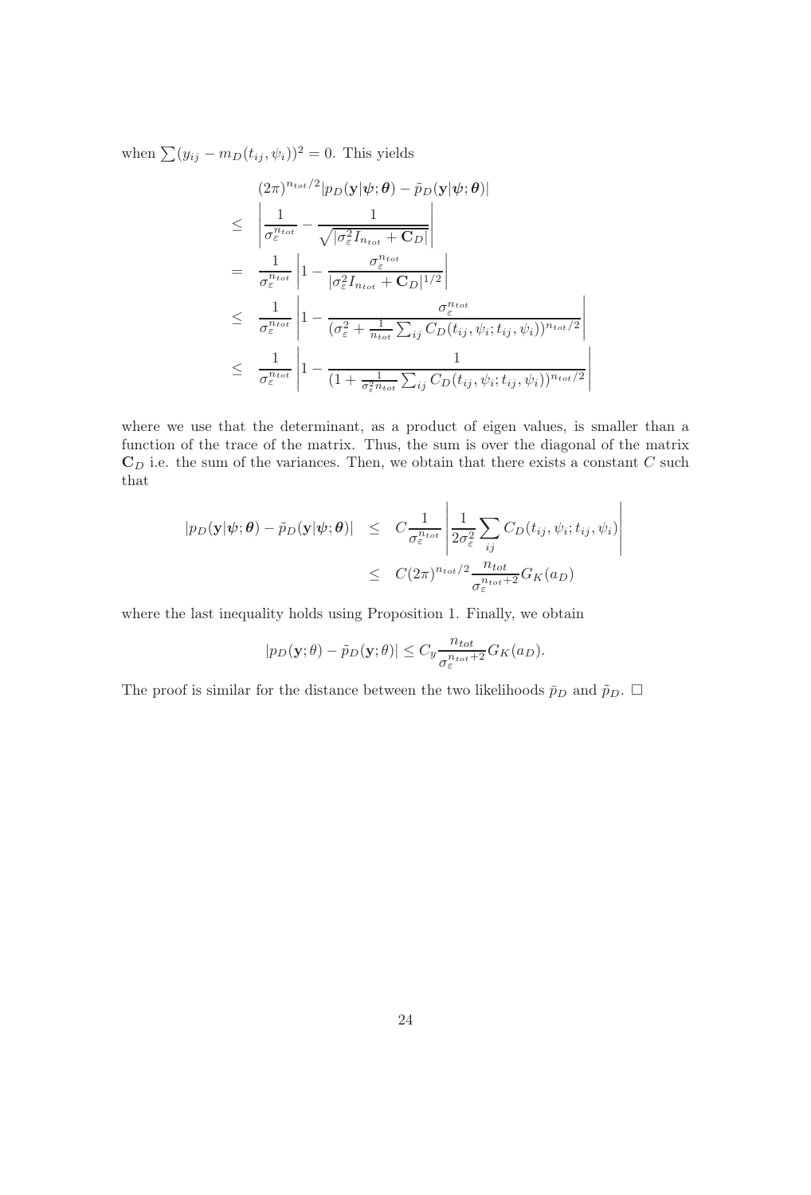when $\sum(y_{ij} - m_D(t_{ij}, \psi_i))^2 = 0$. This yields

$$
\begin{aligned}
&(2\pi)^{n_{tot}/2}|p_D(\mathbf{y}|\boldsymbol{\psi};\boldsymbol{\theta}) - \tilde{p}_D(\mathbf{y}|\boldsymbol{\psi};\boldsymbol{\theta})| \\
\leq\ & \left| \frac{1}{\sigma_\varepsilon^{n_{tot}}} - \frac{1}{\sqrt{|\sigma_\varepsilon^2 I_{n_{tot}} + \mathbf{C}_D|}} \right| \\
=\ & \frac{1}{\sigma_\varepsilon^{n_{tot}}} \left| 1 - \frac{\sigma_\varepsilon^{n_{tot}}}{|\sigma_\varepsilon^2 I_{n_{tot}} + \mathbf{C}_D|^{1/2}} \right| \\
\leq\ & \frac{1}{\sigma_\varepsilon^{n_{tot}}} \left| 1 - \frac{\sigma_\varepsilon^{n_{tot}}}{(\sigma_\varepsilon^2 + \frac{1}{n_{tot}} \sum_{ij} C_D(t_{ij}, \psi_i; t_{ij}, \psi_i))^{n_{tot}/2}} \right| \\
\leq\ & \frac{1}{\sigma_\varepsilon^{n_{tot}}} \left| 1 - \frac{1}{(1 + \frac{1}{\sigma_\varepsilon^2 n_{tot}} \sum_{ij} C_D(t_{ij}, \psi_i; t_{ij}, \psi_i))^{n_{tot}/2}} \right|
\end{aligned}
$$

where we use that the determinant, as a product of eigen values, is smaller than a function of the trace of the matrix. Thus, the sum is over the diagonal of the matrix $\mathbf{C}_D$ i.e. the sum of the variances. Then, we obtain that there exists a constant $C$ such that

$$
\begin{aligned}
|p_D(\mathbf{y}|\boldsymbol{\psi};\boldsymbol{\theta}) - \tilde{p}_D(\mathbf{y}|\boldsymbol{\psi};\boldsymbol{\theta})| &\leq C \frac{1}{\sigma_\varepsilon^{n_{tot}}} \left| \frac{1}{2\sigma_\varepsilon^2} \sum_{ij} C_D(t_{ij}, \psi_i; t_{ij}, \psi_i) \right| \\
&\leq C (2\pi)^{n_{tot}/2} \frac{n_{tot}}{\sigma_\varepsilon^{n_{tot}+2}} G_K(a_D)
\end{aligned}
$$

where the last inequality holds using Proposition 1. Finally, we obtain

$$
|p_D(\mathbf{y}; \theta) - \tilde{p}_D(\mathbf{y}; \theta)| \leq C_y \frac{n_{tot}}{\sigma_\varepsilon^{n_{tot}+2}} G_K(a_D).
$$

The proof is similar for the distance between the two likelihoods $\bar{p}_D$ and $\tilde{p}_D$. □